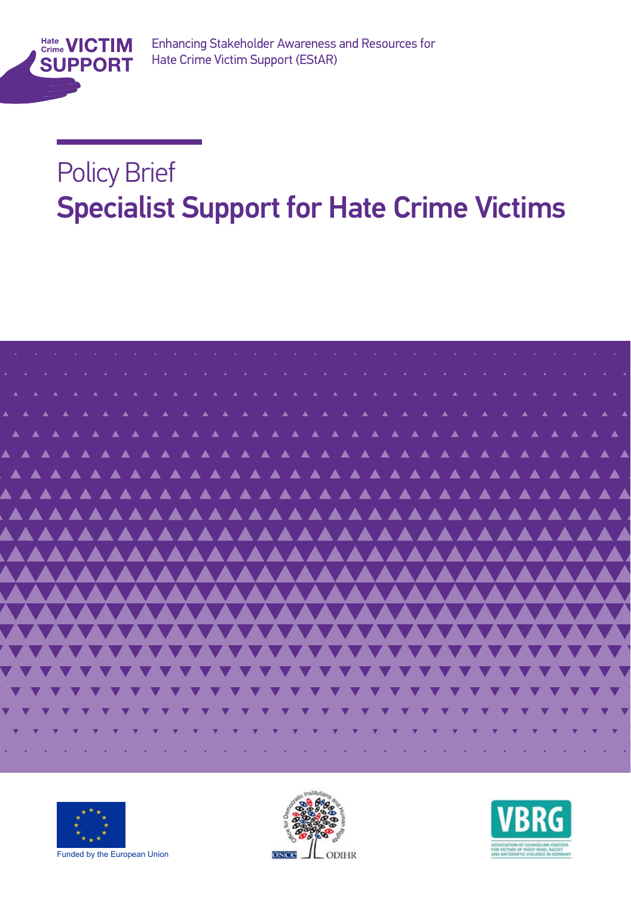Hate Crime VICTIM SUPPORT

Enhancing Stakeholder Awareness and Resources for Hate Crime Victim Support (EStAR)

# Policy Brief
# Specialist Support for Hate Crime Victims

Funded by the European Union

OSCE ODIHR

VBRG
ASSOCIATION OF COUNSELING CENTERS FOR VICTIMS OF RIGHT-WING, RACIST AND ANTISEMITIC VIOLENCE IN GERMANY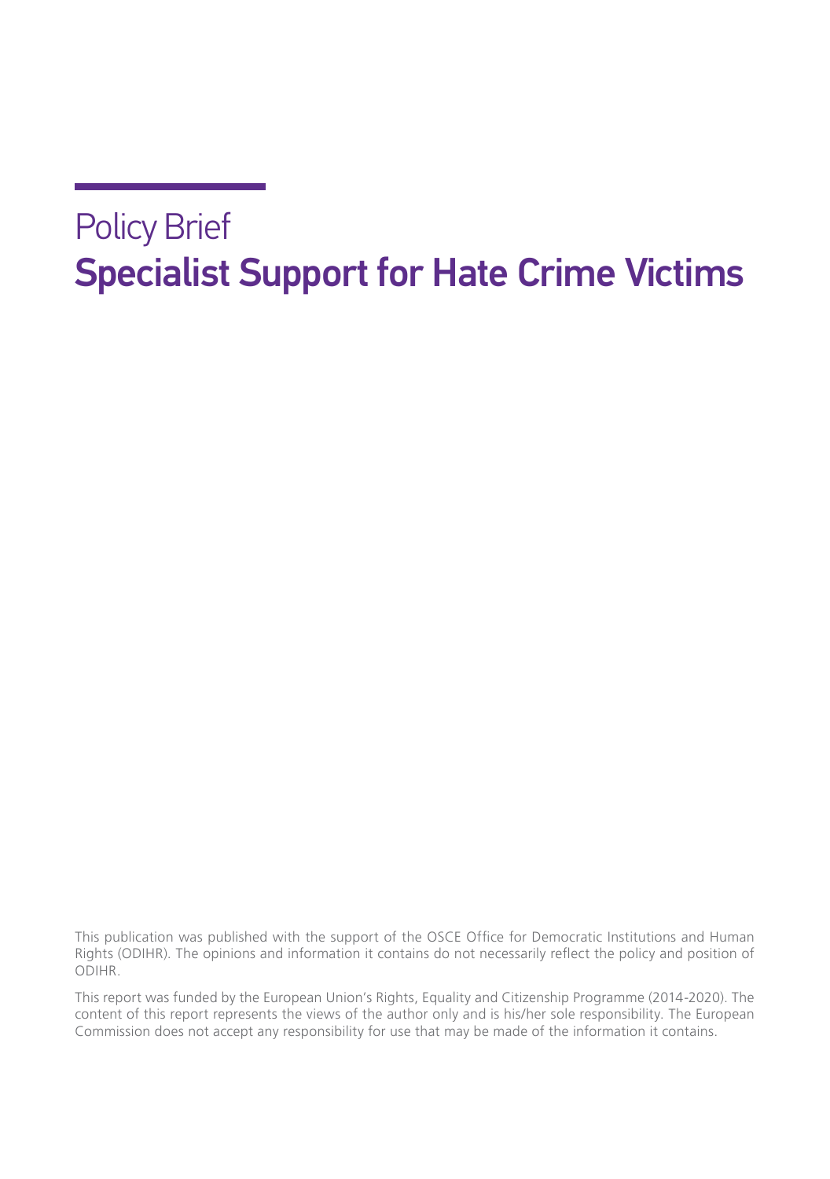Policy Brief

# Specialist Support for Hate Crime Victims

This publication was published with the support of the OSCE Office for Democratic Institutions and Human Rights (ODIHR). The opinions and information it contains do not necessarily reflect the policy and position of ODIHR.

This report was funded by the European Union's Rights, Equality and Citizenship Programme (2014-2020). The content of this report represents the views of the author only and is his/her sole responsibility. The European Commission does not accept any responsibility for use that may be made of the information it contains.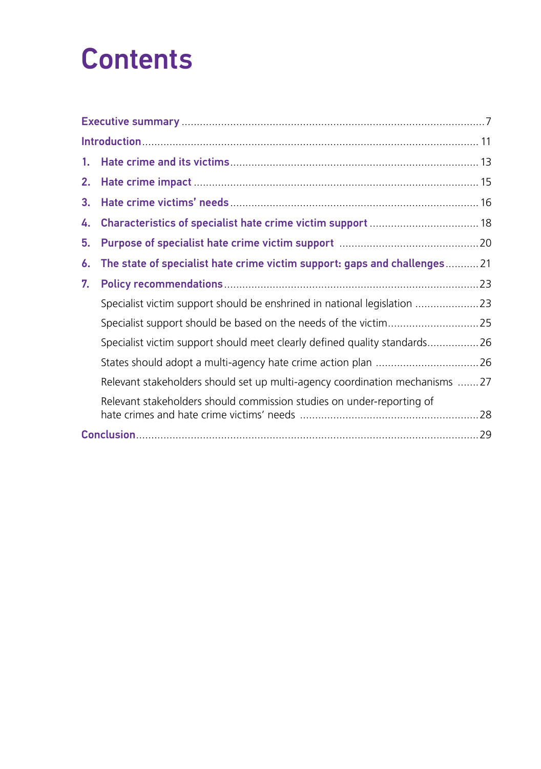# Contents

- Executive summary ... 7
- Introduction ... 11
- 1. Hate crime and its victims ... 13
- 2. Hate crime impact ... 15
- 3. Hate crime victims' needs ... 16
- 4. Characteristics of specialist hate crime victim support ... 18
- 5. Purpose of specialist hate crime victim support ... 20
- 6. The state of specialist hate crime victim support: gaps and challenges ... 21
- 7. Policy recommendations ... 23
  - Specialist victim support should be enshrined in national legislation ... 23
  - Specialist support should be based on the needs of the victim ... 25
  - Specialist victim support should meet clearly defined quality standards ... 26
  - States should adopt a multi-agency hate crime action plan ... 26
  - Relevant stakeholders should set up multi-agency coordination mechanisms ... 27
  - Relevant stakeholders should commission studies on under-reporting of hate crimes and hate crime victims' needs ... 28
- Conclusion ... 29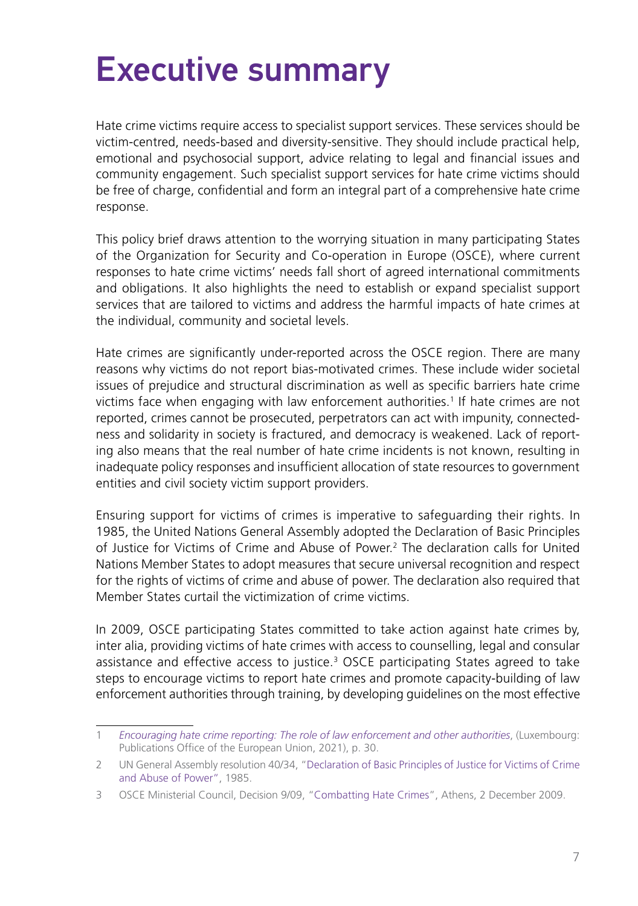# Executive summary

Hate crime victims require access to specialist support services. These services should be victim-centred, needs-based and diversity-sensitive. They should include practical help, emotional and psychosocial support, advice relating to legal and financial issues and community engagement. Such specialist support services for hate crime victims should be free of charge, confidential and form an integral part of a comprehensive hate crime response.

This policy brief draws attention to the worrying situation in many participating States of the Organization for Security and Co-operation in Europe (OSCE), where current responses to hate crime victims' needs fall short of agreed international commitments and obligations. It also highlights the need to establish or expand specialist support services that are tailored to victims and address the harmful impacts of hate crimes at the individual, community and societal levels.

Hate crimes are significantly under-reported across the OSCE region. There are many reasons why victims do not report bias-motivated crimes. These include wider societal issues of prejudice and structural discrimination as well as specific barriers hate crime victims face when engaging with law enforcement authorities.[1] If hate crimes are not reported, crimes cannot be prosecuted, perpetrators can act with impunity, connectedness and solidarity in society is fractured, and democracy is weakened. Lack of reporting also means that the real number of hate crime incidents is not known, resulting in inadequate policy responses and insufficient allocation of state resources to government entities and civil society victim support providers.

Ensuring support for victims of crimes is imperative to safeguarding their rights. In 1985, the United Nations General Assembly adopted the Declaration of Basic Principles of Justice for Victims of Crime and Abuse of Power.[2] The declaration calls for United Nations Member States to adopt measures that secure universal recognition and respect for the rights of victims of crime and abuse of power. The declaration also required that Member States curtail the victimization of crime victims.

In 2009, OSCE participating States committed to take action against hate crimes by, inter alia, providing victims of hate crimes with access to counselling, legal and consular assistance and effective access to justice.[3] OSCE participating States agreed to take steps to encourage victims to report hate crimes and promote capacity-building of law enforcement authorities through training, by developing guidelines on the most effective

---

1 *Encouraging hate crime reporting: The role of law enforcement and other authorities*, (Luxembourg: Publications Office of the European Union, 2021), p. 30.

2 UN General Assembly resolution 40/34, "Declaration of Basic Principles of Justice for Victims of Crime and Abuse of Power", 1985.

3 OSCE Ministerial Council, Decision 9/09, "Combatting Hate Crimes", Athens, 2 December 2009.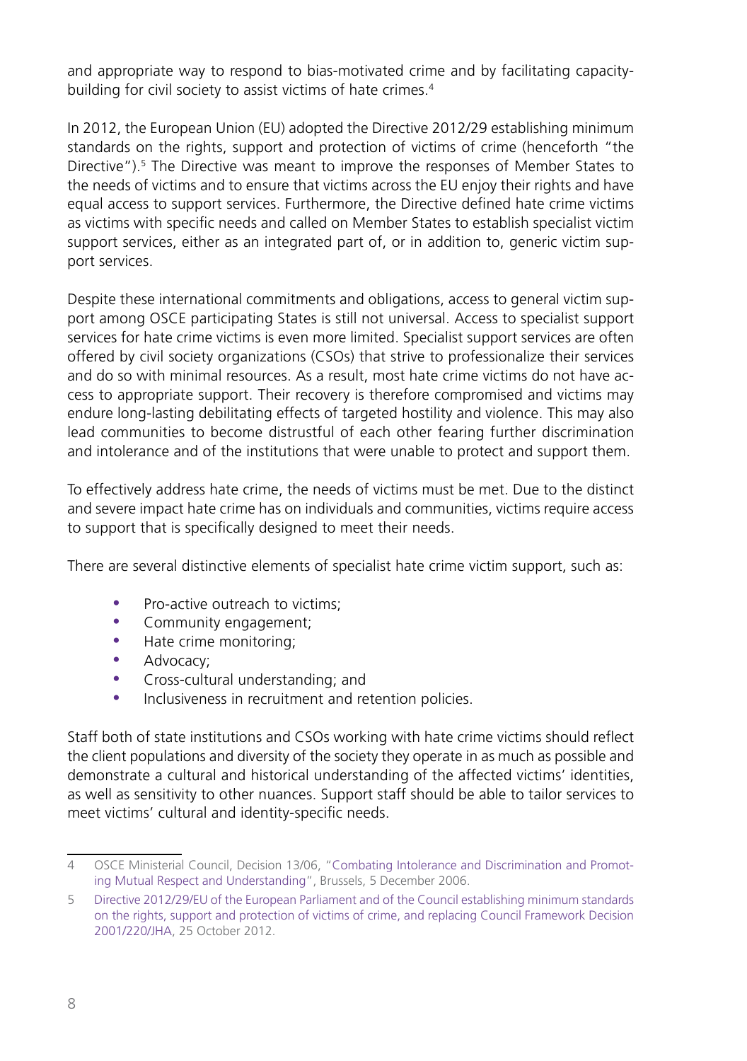and appropriate way to respond to bias-motivated crime and by facilitating capacity-building for civil society to assist victims of hate crimes.[4]

In 2012, the European Union (EU) adopted the Directive 2012/29 establishing minimum standards on the rights, support and protection of victims of crime (henceforth "the Directive").[5] The Directive was meant to improve the responses of Member States to the needs of victims and to ensure that victims across the EU enjoy their rights and have equal access to support services. Furthermore, the Directive defined hate crime victims as victims with specific needs and called on Member States to establish specialist victim support services, either as an integrated part of, or in addition to, generic victim support services.

Despite these international commitments and obligations, access to general victim support among OSCE participating States is still not universal. Access to specialist support services for hate crime victims is even more limited. Specialist support services are often offered by civil society organizations (CSOs) that strive to professionalize their services and do so with minimal resources. As a result, most hate crime victims do not have access to appropriate support. Their recovery is therefore compromised and victims may endure long-lasting debilitating effects of targeted hostility and violence. This may also lead communities to become distrustful of each other fearing further discrimination and intolerance and of the institutions that were unable to protect and support them.

To effectively address hate crime, the needs of victims must be met. Due to the distinct and severe impact hate crime has on individuals and communities, victims require access to support that is specifically designed to meet their needs.

There are several distinctive elements of specialist hate crime victim support, such as:

- Pro-active outreach to victims;
- Community engagement;
- Hate crime monitoring;
- Advocacy;
- Cross-cultural understanding; and
- Inclusiveness in recruitment and retention policies.

Staff both of state institutions and CSOs working with hate crime victims should reflect the client populations and diversity of the society they operate in as much as possible and demonstrate a cultural and historical understanding of the affected victims' identities, as well as sensitivity to other nuances. Support staff should be able to tailor services to meet victims' cultural and identity-specific needs.

---

4 OSCE Ministerial Council, Decision 13/06, "Combating Intolerance and Discrimination and Promoting Mutual Respect and Understanding", Brussels, 5 December 2006.

5 Directive 2012/29/EU of the European Parliament and of the Council establishing minimum standards on the rights, support and protection of victims of crime, and replacing Council Framework Decision 2001/220/JHA, 25 October 2012.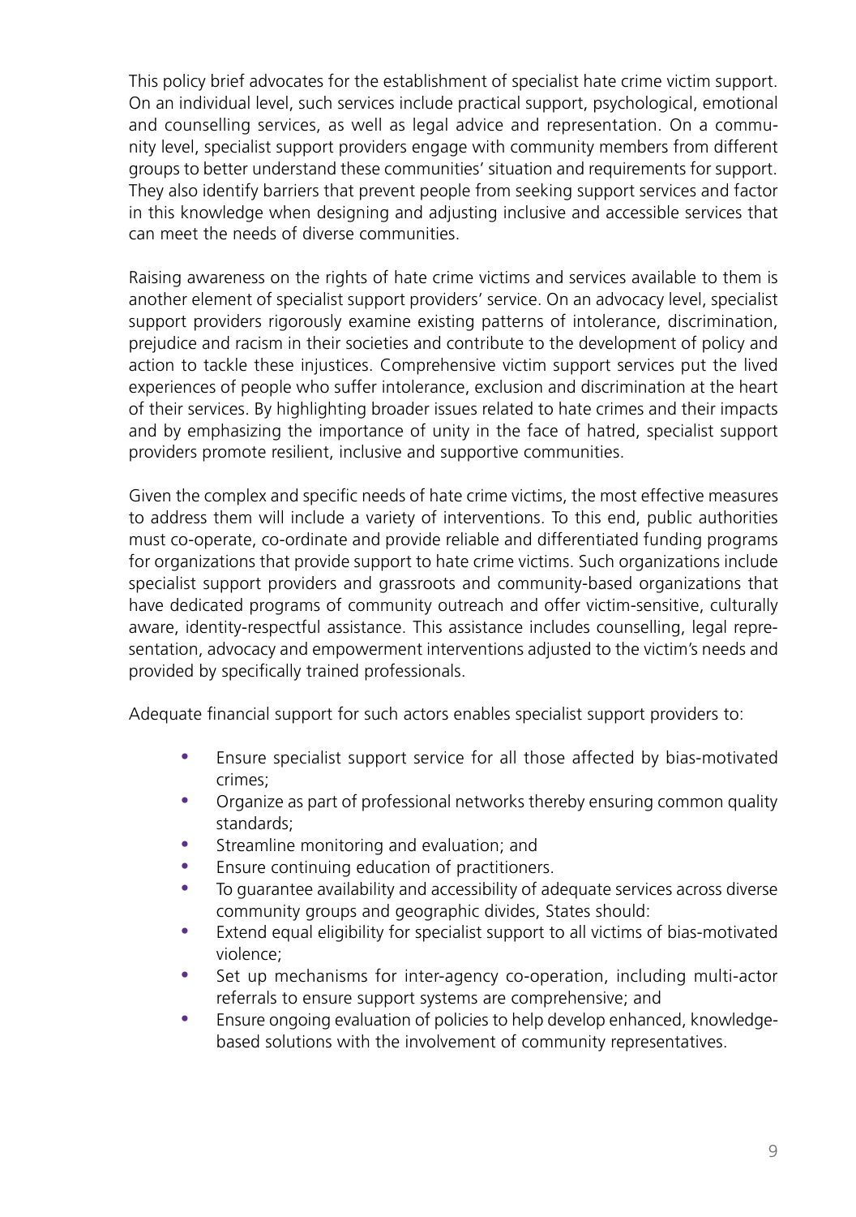This policy brief advocates for the establishment of specialist hate crime victim support. On an individual level, such services include practical support, psychological, emotional and counselling services, as well as legal advice and representation. On a community level, specialist support providers engage with community members from different groups to better understand these communities' situation and requirements for support. They also identify barriers that prevent people from seeking support services and factor in this knowledge when designing and adjusting inclusive and accessible services that can meet the needs of diverse communities.

Raising awareness on the rights of hate crime victims and services available to them is another element of specialist support providers' service. On an advocacy level, specialist support providers rigorously examine existing patterns of intolerance, discrimination, prejudice and racism in their societies and contribute to the development of policy and action to tackle these injustices. Comprehensive victim support services put the lived experiences of people who suffer intolerance, exclusion and discrimination at the heart of their services. By highlighting broader issues related to hate crimes and their impacts and by emphasizing the importance of unity in the face of hatred, specialist support providers promote resilient, inclusive and supportive communities.

Given the complex and specific needs of hate crime victims, the most effective measures to address them will include a variety of interventions. To this end, public authorities must co-operate, co-ordinate and provide reliable and differentiated funding programs for organizations that provide support to hate crime victims. Such organizations include specialist support providers and grassroots and community-based organizations that have dedicated programs of community outreach and offer victim-sensitive, culturally aware, identity-respectful assistance. This assistance includes counselling, legal representation, advocacy and empowerment interventions adjusted to the victim's needs and provided by specifically trained professionals.

Adequate financial support for such actors enables specialist support providers to:

- Ensure specialist support service for all those affected by bias-motivated crimes;
- Organize as part of professional networks thereby ensuring common quality standards;
- Streamline monitoring and evaluation; and
- Ensure continuing education of practitioners.
- To guarantee availability and accessibility of adequate services across diverse community groups and geographic divides, States should:
- Extend equal eligibility for specialist support to all victims of bias-motivated violence;
- Set up mechanisms for inter-agency co-operation, including multi-actor referrals to ensure support systems are comprehensive; and
- Ensure ongoing evaluation of policies to help develop enhanced, knowledge-based solutions with the involvement of community representatives.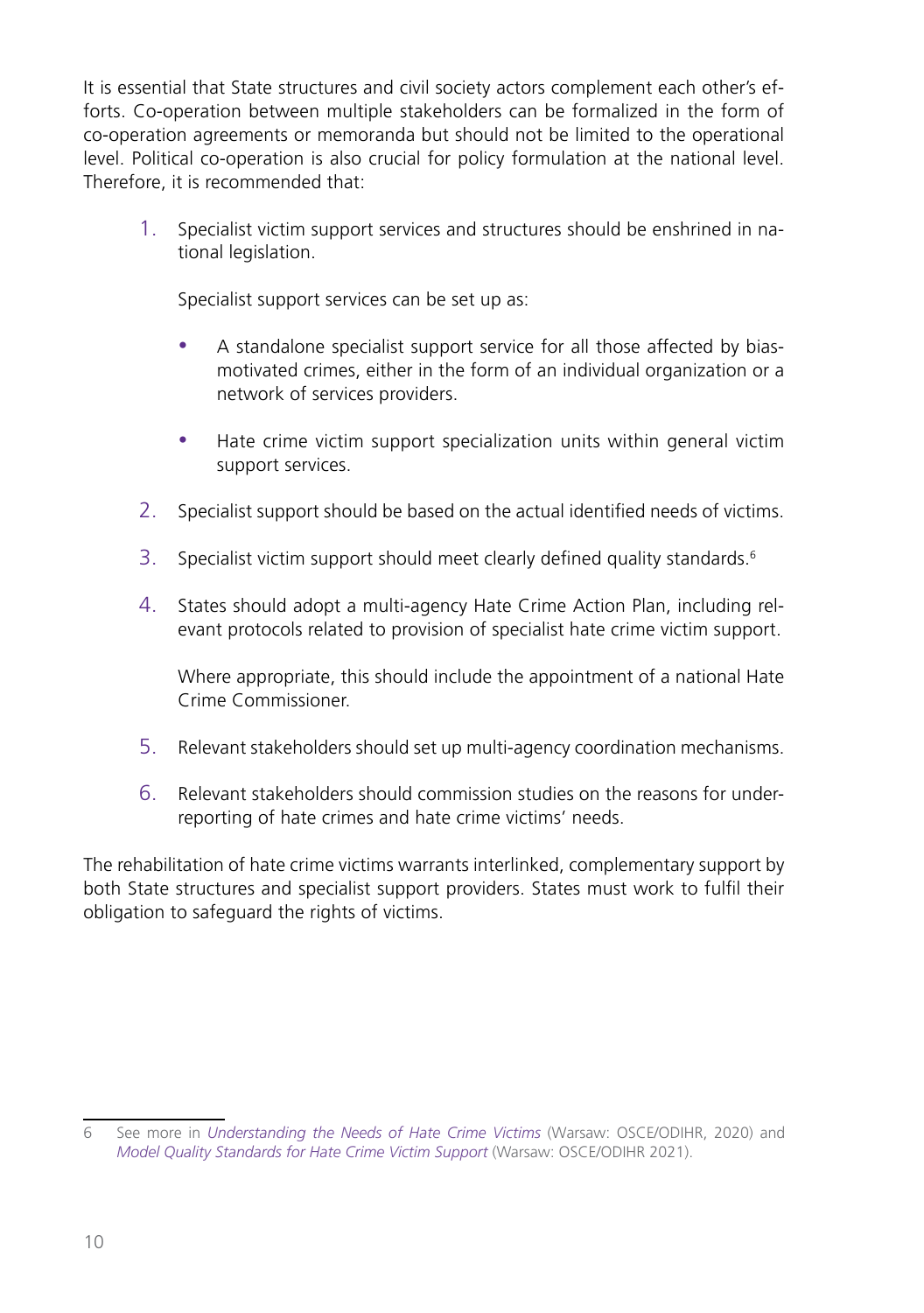It is essential that State structures and civil society actors complement each other's efforts. Co-operation between multiple stakeholders can be formalized in the form of co-operation agreements or memoranda but should not be limited to the operational level. Political co-operation is also crucial for policy formulation at the national level. Therefore, it is recommended that:

1. Specialist victim support services and structures should be enshrined in national legislation.

   Specialist support services can be set up as:

   - A standalone specialist support service for all those affected by bias-motivated crimes, either in the form of an individual organization or a network of services providers.
   - Hate crime victim support specialization units within general victim support services.

2. Specialist support should be based on the actual identified needs of victims.
3. Specialist victim support should meet clearly defined quality standards.[6]
4. States should adopt a multi-agency Hate Crime Action Plan, including relevant protocols related to provision of specialist hate crime victim support.

   Where appropriate, this should include the appointment of a national Hate Crime Commissioner.

5. Relevant stakeholders should set up multi-agency coordination mechanisms.
6. Relevant stakeholders should commission studies on the reasons for under-reporting of hate crimes and hate crime victims' needs.

The rehabilitation of hate crime victims warrants interlinked, complementary support by both State structures and specialist support providers. States must work to fulfil their obligation to safeguard the rights of victims.

---

6 See more in *Understanding the Needs of Hate Crime Victims* (Warsaw: OSCE/ODIHR, 2020) and *Model Quality Standards for Hate Crime Victim Support* (Warsaw: OSCE/ODIHR 2021).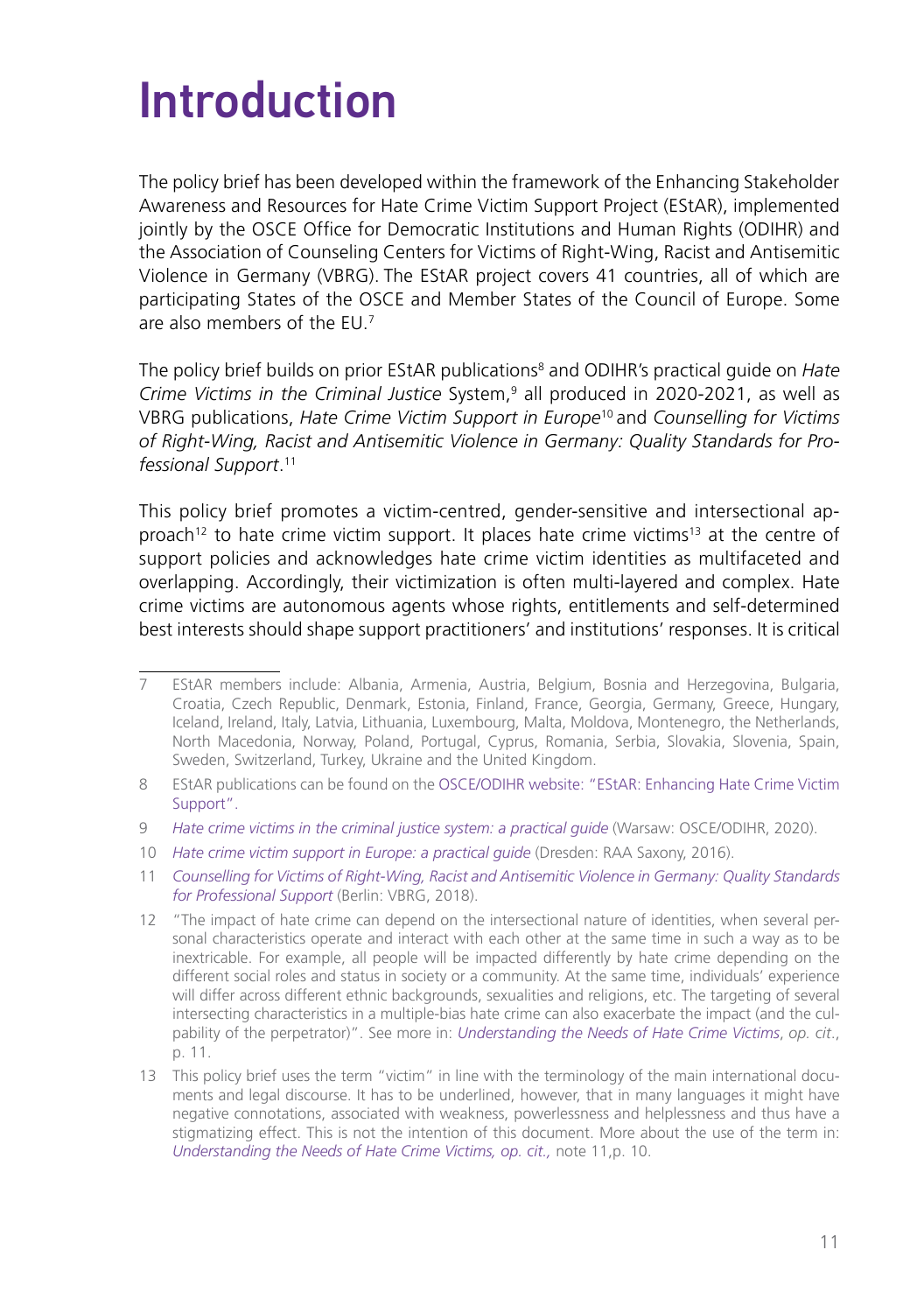# Introduction

The policy brief has been developed within the framework of the Enhancing Stakeholder Awareness and Resources for Hate Crime Victim Support Project (EStAR), implemented jointly by the OSCE Office for Democratic Institutions and Human Rights (ODIHR) and the Association of Counseling Centers for Victims of Right-Wing, Racist and Antisemitic Violence in Germany (VBRG). The EStAR project covers 41 countries, all of which are participating States of the OSCE and Member States of the Council of Europe. Some are also members of the EU.[7]

The policy brief builds on prior EStAR publications[8] and ODIHR's practical guide on *Hate Crime Victims in the Criminal Justice* System,[9] all produced in 2020-2021, as well as VBRG publications, *Hate Crime Victim Support in Europe*[10] and *Counselling for Victims of Right-Wing, Racist and Antisemitic Violence in Germany: Quality Standards for Professional Support*.[11]

This policy brief promotes a victim-centred, gender-sensitive and intersectional approach[12] to hate crime victim support. It places hate crime victims[13] at the centre of support policies and acknowledges hate crime victim identities as multifaceted and overlapping. Accordingly, their victimization is often multi-layered and complex. Hate crime victims are autonomous agents whose rights, entitlements and self-determined best interests should shape support practitioners' and institutions' responses. It is critical

---

7 EStAR members include: Albania, Armenia, Austria, Belgium, Bosnia and Herzegovina, Bulgaria, Croatia, Czech Republic, Denmark, Estonia, Finland, France, Georgia, Germany, Greece, Hungary, Iceland, Ireland, Italy, Latvia, Lithuania, Luxembourg, Malta, Moldova, Montenegro, the Netherlands, North Macedonia, Norway, Poland, Portugal, Cyprus, Romania, Serbia, Slovakia, Slovenia, Spain, Sweden, Switzerland, Turkey, Ukraine and the United Kingdom.

8 EStAR publications can be found on the OSCE/ODIHR website: "EStAR: Enhancing Hate Crime Victim Support".

9 *Hate crime victims in the criminal justice system: a practical guide* (Warsaw: OSCE/ODIHR, 2020).

10 *Hate crime victim support in Europe: a practical guide* (Dresden: RAA Saxony, 2016).

11 *Counselling for Victims of Right-Wing, Racist and Antisemitic Violence in Germany: Quality Standards for Professional Support* (Berlin: VBRG, 2018).

12 "The impact of hate crime can depend on the intersectional nature of identities, when several personal characteristics operate and interact with each other at the same time in such a way as to be inextricable. For example, all people will be impacted differently by hate crime depending on the different social roles and status in society or a community. At the same time, individuals' experience will differ across different ethnic backgrounds, sexualities and religions, etc. The targeting of several intersecting characteristics in a multiple-bias hate crime can also exacerbate the impact (and the culpability of the perpetrator)". See more in: *Understanding the Needs of Hate Crime Victims*, *op. cit*., p. 11.

13 This policy brief uses the term "victim" in line with the terminology of the main international documents and legal discourse. It has to be underlined, however, that in many languages it might have negative connotations, associated with weakness, powerlessness and helplessness and thus have a stigmatizing effect. This is not the intention of this document. More about the use of the term in: *Understanding the Needs of Hate Crime Victims, op. cit.,* note 11,p. 10.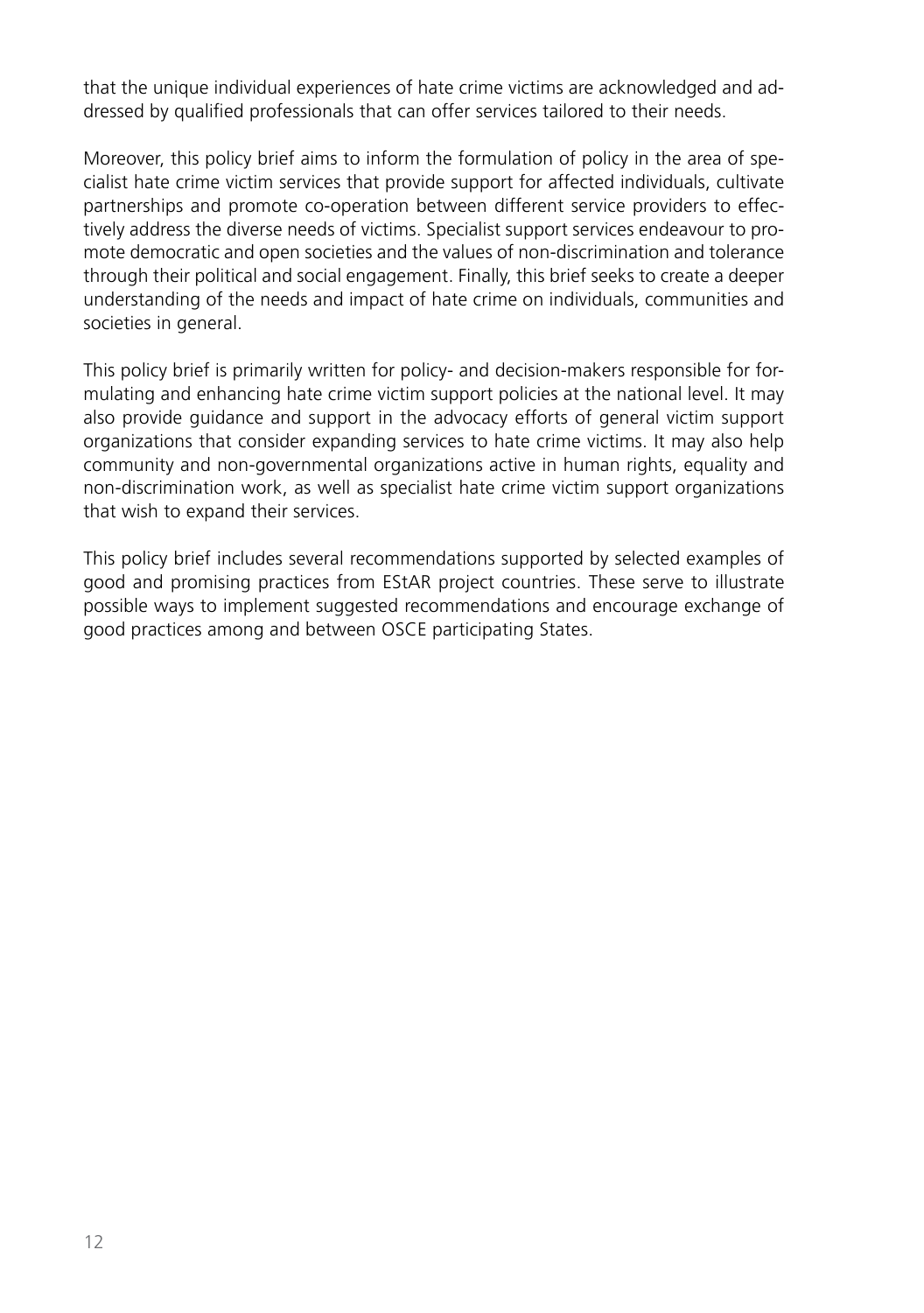that the unique individual experiences of hate crime victims are acknowledged and addressed by qualified professionals that can offer services tailored to their needs.

Moreover, this policy brief aims to inform the formulation of policy in the area of specialist hate crime victim services that provide support for affected individuals, cultivate partnerships and promote co-operation between different service providers to effectively address the diverse needs of victims. Specialist support services endeavour to promote democratic and open societies and the values of non-discrimination and tolerance through their political and social engagement. Finally, this brief seeks to create a deeper understanding of the needs and impact of hate crime on individuals, communities and societies in general.

This policy brief is primarily written for policy- and decision-makers responsible for formulating and enhancing hate crime victim support policies at the national level. It may also provide guidance and support in the advocacy efforts of general victim support organizations that consider expanding services to hate crime victims. It may also help community and non-governmental organizations active in human rights, equality and non-discrimination work, as well as specialist hate crime victim support organizations that wish to expand their services.

This policy brief includes several recommendations supported by selected examples of good and promising practices from EStAR project countries. These serve to illustrate possible ways to implement suggested recommendations and encourage exchange of good practices among and between OSCE participating States.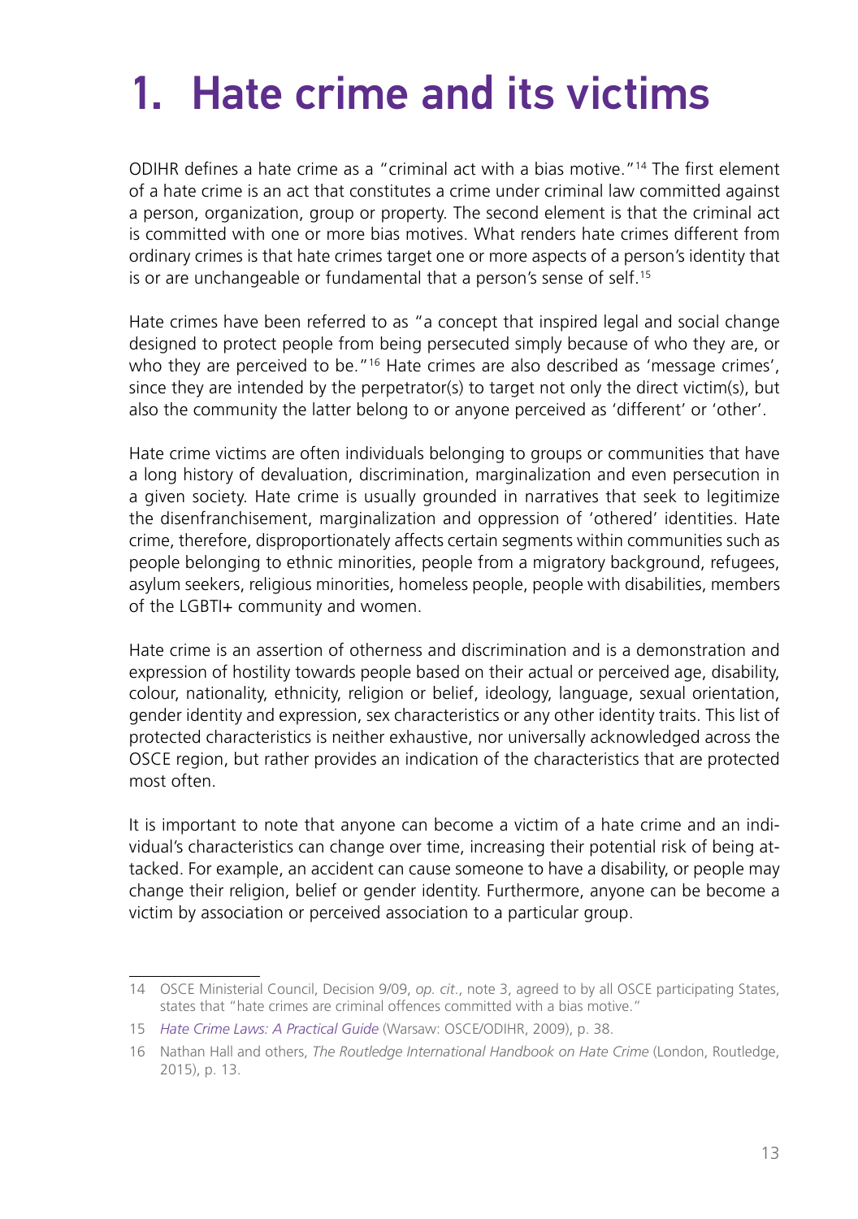# 1. Hate crime and its victims

ODIHR defines a hate crime as a "criminal act with a bias motive."[14] The first element of a hate crime is an act that constitutes a crime under criminal law committed against a person, organization, group or property. The second element is that the criminal act is committed with one or more bias motives. What renders hate crimes different from ordinary crimes is that hate crimes target one or more aspects of a person's identity that is or are unchangeable or fundamental that a person's sense of self.[15]

Hate crimes have been referred to as "a concept that inspired legal and social change designed to protect people from being persecuted simply because of who they are, or who they are perceived to be."[16] Hate crimes are also described as 'message crimes', since they are intended by the perpetrator(s) to target not only the direct victim(s), but also the community the latter belong to or anyone perceived as 'different' or 'other'.

Hate crime victims are often individuals belonging to groups or communities that have a long history of devaluation, discrimination, marginalization and even persecution in a given society. Hate crime is usually grounded in narratives that seek to legitimize the disenfranchisement, marginalization and oppression of 'othered' identities. Hate crime, therefore, disproportionately affects certain segments within communities such as people belonging to ethnic minorities, people from a migratory background, refugees, asylum seekers, religious minorities, homeless people, people with disabilities, members of the LGBTI+ community and women.

Hate crime is an assertion of otherness and discrimination and is a demonstration and expression of hostility towards people based on their actual or perceived age, disability, colour, nationality, ethnicity, religion or belief, ideology, language, sexual orientation, gender identity and expression, sex characteristics or any other identity traits. This list of protected characteristics is neither exhaustive, nor universally acknowledged across the OSCE region, but rather provides an indication of the characteristics that are protected most often.

It is important to note that anyone can become a victim of a hate crime and an individual's characteristics can change over time, increasing their potential risk of being attacked. For example, an accident can cause someone to have a disability, or people may change their religion, belief or gender identity. Furthermore, anyone can be become a victim by association or perceived association to a particular group.

---

14 OSCE Ministerial Council, Decision 9/09, *op. cit.*, note 3, agreed to by all OSCE participating States, states that "hate crimes are criminal offences committed with a bias motive."

15 *Hate Crime Laws: A Practical Guide* (Warsaw: OSCE/ODIHR, 2009), p. 38.

16 Nathan Hall and others, *The Routledge International Handbook on Hate Crime* (London, Routledge, 2015), p. 13.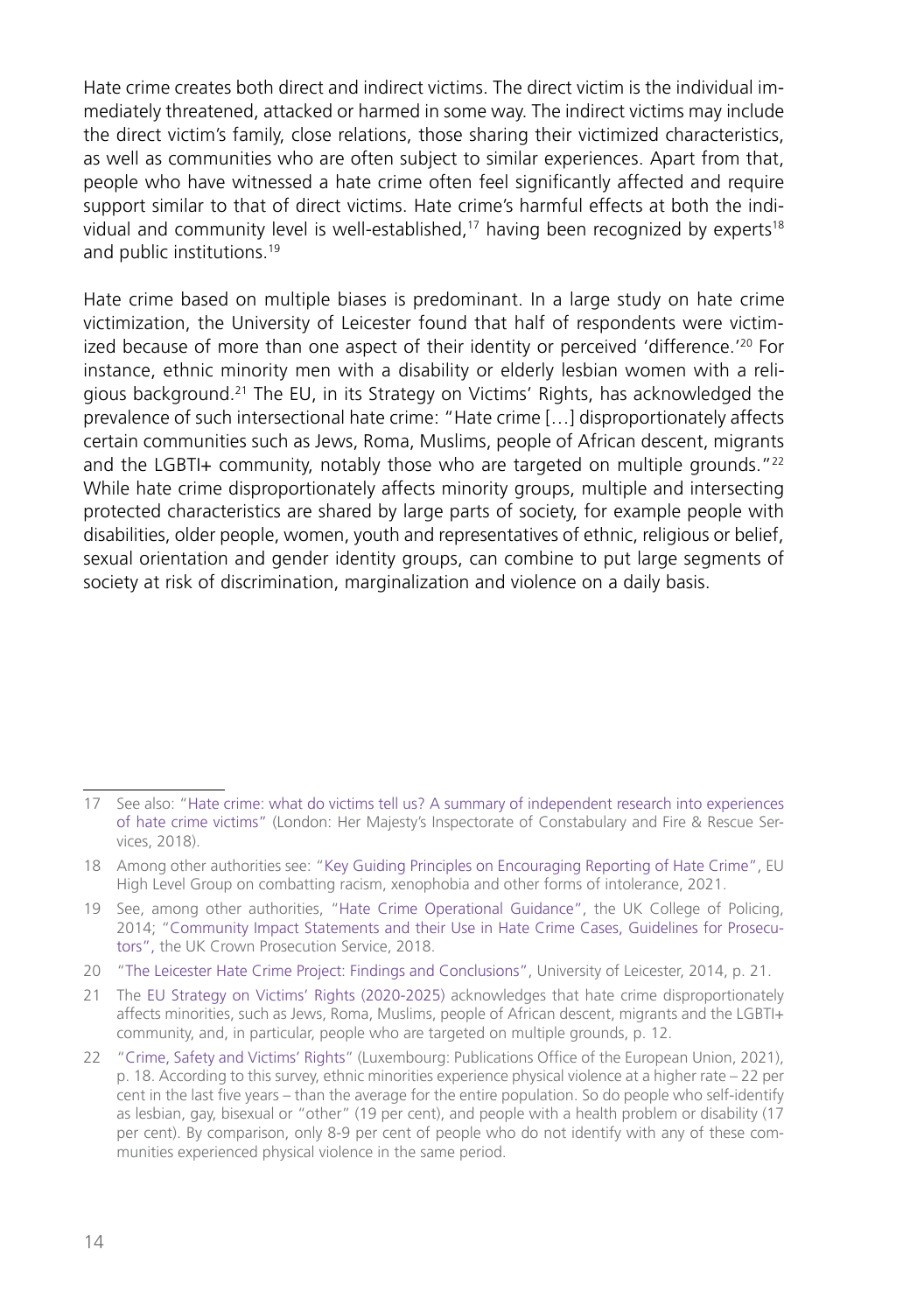Hate crime creates both direct and indirect victims. The direct victim is the individual immediately threatened, attacked or harmed in some way. The indirect victims may include the direct victim's family, close relations, those sharing their victimized characteristics, as well as communities who are often subject to similar experiences. Apart from that, people who have witnessed a hate crime often feel significantly affected and require support similar to that of direct victims. Hate crime's harmful effects at both the individual and community level is well-established,[17] having been recognized by experts[18] and public institutions.[19]

Hate crime based on multiple biases is predominant. In a large study on hate crime victimization, the University of Leicester found that half of respondents were victimized because of more than one aspect of their identity or perceived 'difference.'[20] For instance, ethnic minority men with a disability or elderly lesbian women with a religious background.[21] The EU, in its Strategy on Victims' Rights, has acknowledged the prevalence of such intersectional hate crime: "Hate crime […] disproportionately affects certain communities such as Jews, Roma, Muslims, people of African descent, migrants and the LGBTI+ community, notably those who are targeted on multiple grounds."[22] While hate crime disproportionately affects minority groups, multiple and intersecting protected characteristics are shared by large parts of society, for example people with disabilities, older people, women, youth and representatives of ethnic, religious or belief, sexual orientation and gender identity groups, can combine to put large segments of society at risk of discrimination, marginalization and violence on a daily basis.

---

17 See also: "Hate crime: what do victims tell us? A summary of independent research into experiences of hate crime victims" (London: Her Majesty's Inspectorate of Constabulary and Fire & Rescue Services, 2018).

18 Among other authorities see: "Key Guiding Principles on Encouraging Reporting of Hate Crime", EU High Level Group on combatting racism, xenophobia and other forms of intolerance, 2021.

19 See, among other authorities, "Hate Crime Operational Guidance", the UK College of Policing, 2014; "Community Impact Statements and their Use in Hate Crime Cases, Guidelines for Prosecutors", the UK Crown Prosecution Service, 2018.

20 "The Leicester Hate Crime Project: Findings and Conclusions", University of Leicester, 2014, p. 21.

21 The EU Strategy on Victims' Rights (2020-2025) acknowledges that hate crime disproportionately affects minorities, such as Jews, Roma, Muslims, people of African descent, migrants and the LGBTI+ community, and, in particular, people who are targeted on multiple grounds, p. 12.

22 "Crime, Safety and Victims' Rights" (Luxembourg: Publications Office of the European Union, 2021), p. 18. According to this survey, ethnic minorities experience physical violence at a higher rate – 22 per cent in the last five years – than the average for the entire population. So do people who self-identify as lesbian, gay, bisexual or "other" (19 per cent), and people with a health problem or disability (17 per cent). By comparison, only 8-9 per cent of people who do not identify with any of these communities experienced physical violence in the same period.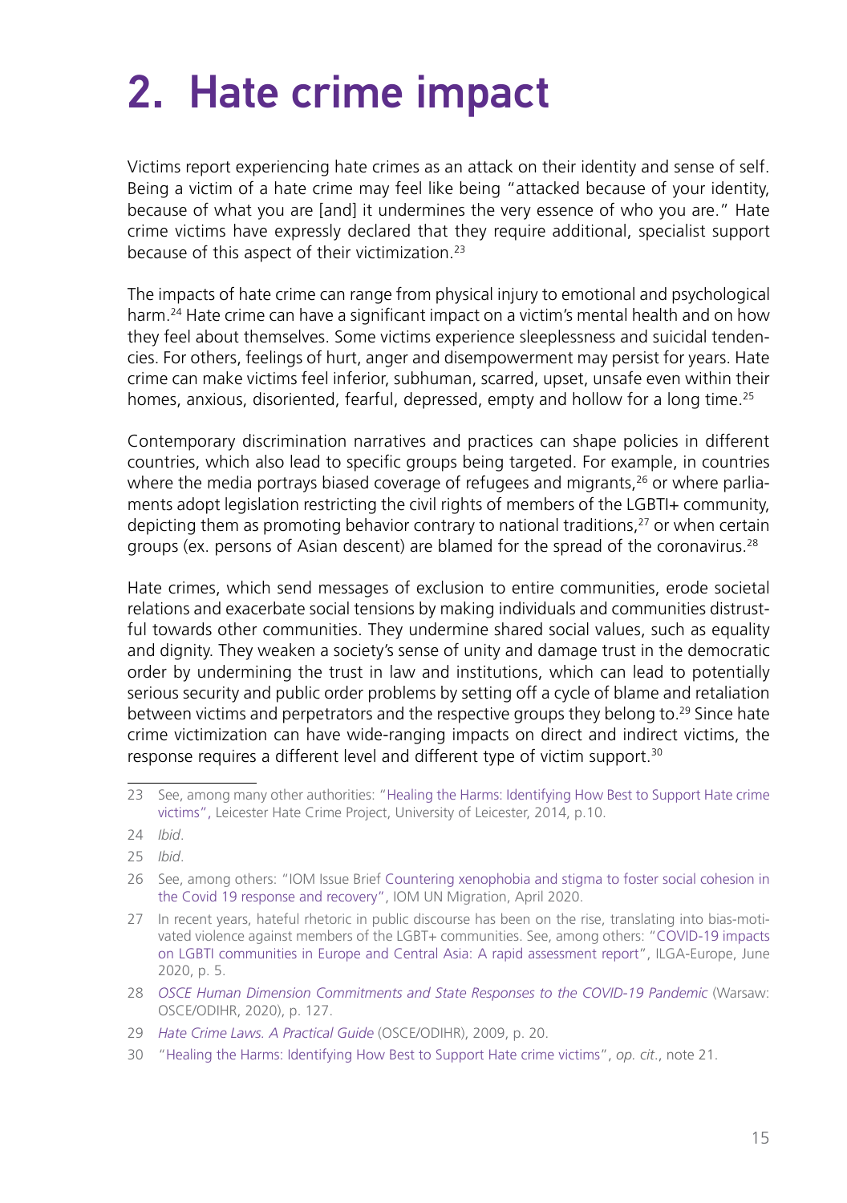# 2. Hate crime impact

Victims report experiencing hate crimes as an attack on their identity and sense of self. Being a victim of a hate crime may feel like being "attacked because of your identity, because of what you are [and] it undermines the very essence of who you are." Hate crime victims have expressly declared that they require additional, specialist support because of this aspect of their victimization.[23]

The impacts of hate crime can range from physical injury to emotional and psychological harm.[24] Hate crime can have a significant impact on a victim's mental health and on how they feel about themselves. Some victims experience sleeplessness and suicidal tendencies. For others, feelings of hurt, anger and disempowerment may persist for years. Hate crime can make victims feel inferior, subhuman, scarred, upset, unsafe even within their homes, anxious, disoriented, fearful, depressed, empty and hollow for a long time.[25]

Contemporary discrimination narratives and practices can shape policies in different countries, which also lead to specific groups being targeted. For example, in countries where the media portrays biased coverage of refugees and migrants,[26] or where parliaments adopt legislation restricting the civil rights of members of the LGBTI+ community, depicting them as promoting behavior contrary to national traditions,[27] or when certain groups (ex. persons of Asian descent) are blamed for the spread of the coronavirus.[28]

Hate crimes, which send messages of exclusion to entire communities, erode societal relations and exacerbate social tensions by making individuals and communities distrustful towards other communities. They undermine shared social values, such as equality and dignity. They weaken a society's sense of unity and damage trust in the democratic order by undermining the trust in law and institutions, which can lead to potentially serious security and public order problems by setting off a cycle of blame and retaliation between victims and perpetrators and the respective groups they belong to.[29] Since hate crime victimization can have wide-ranging impacts on direct and indirect victims, the response requires a different level and different type of victim support.[30]

---

23 See, among many other authorities: "Healing the Harms: Identifying How Best to Support Hate crime victims", Leicester Hate Crime Project, University of Leicester, 2014, p.10.

24 *Ibid*.

25 *Ibid*.

26 See, among others: "IOM Issue Brief Countering xenophobia and stigma to foster social cohesion in the Covid 19 response and recovery", IOM UN Migration, April 2020.

27 In recent years, hateful rhetoric in public discourse has been on the rise, translating into bias-motivated violence against members of the LGBT+ communities. See, among others: "COVID-19 impacts on LGBTI communities in Europe and Central Asia: A rapid assessment report", ILGA-Europe, June 2020, p. 5.

28 *OSCE Human Dimension Commitments and State Responses to the COVID-19 Pandemic* (Warsaw: OSCE/ODIHR, 2020), p. 127.

29 *Hate Crime Laws. A Practical Guide* (OSCE/ODIHR), 2009, p. 20.

30 "Healing the Harms: Identifying How Best to Support Hate crime victims", *op. cit*., note 21.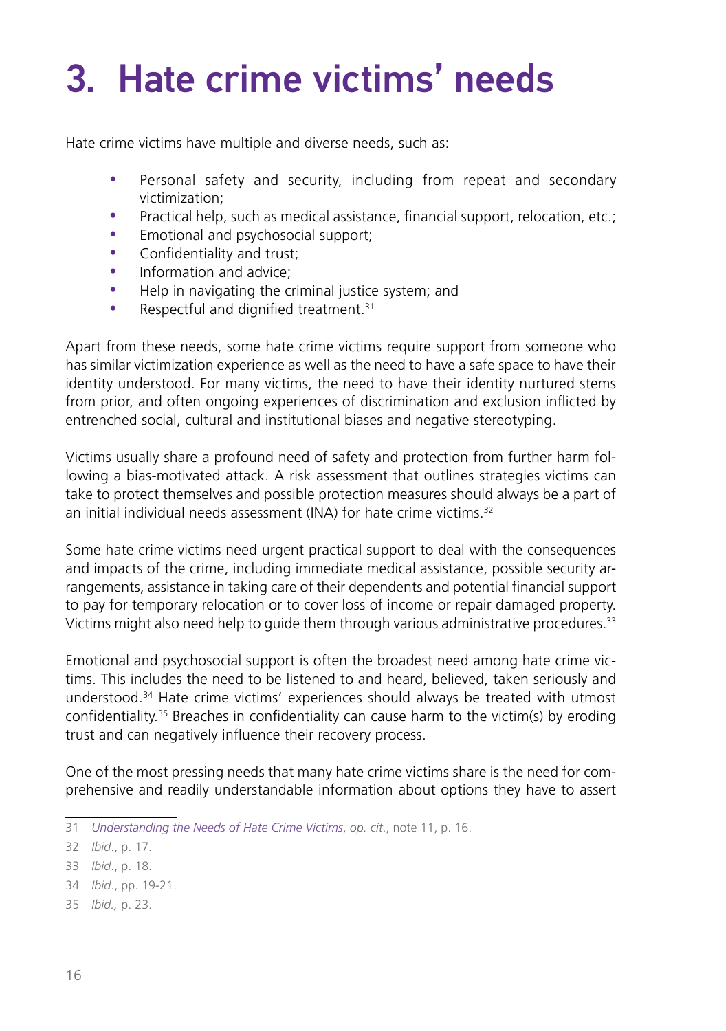# 3. Hate crime victims' needs

Hate crime victims have multiple and diverse needs, such as:

- Personal safety and security, including from repeat and secondary victimization;
- Practical help, such as medical assistance, financial support, relocation, etc.;
- Emotional and psychosocial support;
- Confidentiality and trust;
- Information and advice;
- Help in navigating the criminal justice system; and
- Respectful and dignified treatment.[31]

Apart from these needs, some hate crime victims require support from someone who has similar victimization experience as well as the need to have a safe space to have their identity understood. For many victims, the need to have their identity nurtured stems from prior, and often ongoing experiences of discrimination and exclusion inflicted by entrenched social, cultural and institutional biases and negative stereotyping.

Victims usually share a profound need of safety and protection from further harm following a bias-motivated attack. A risk assessment that outlines strategies victims can take to protect themselves and possible protection measures should always be a part of an initial individual needs assessment (INA) for hate crime victims.[32]

Some hate crime victims need urgent practical support to deal with the consequences and impacts of the crime, including immediate medical assistance, possible security arrangements, assistance in taking care of their dependents and potential financial support to pay for temporary relocation or to cover loss of income or repair damaged property. Victims might also need help to guide them through various administrative procedures.[33]

Emotional and psychosocial support is often the broadest need among hate crime victims. This includes the need to be listened to and heard, believed, taken seriously and understood.[34] Hate crime victims' experiences should always be treated with utmost confidentiality.[35] Breaches in confidentiality can cause harm to the victim(s) by eroding trust and can negatively influence their recovery process.

One of the most pressing needs that many hate crime victims share is the need for comprehensive and readily understandable information about options they have to assert

---

31 *Understanding the Needs of Hate Crime Victims*, *op. cit.*, note 11, p. 16.

32 *Ibid.*, p. 17.

33 *Ibid.*, p. 18.

34 *Ibid.*, pp. 19-21.

35 *Ibid.,* p. 23.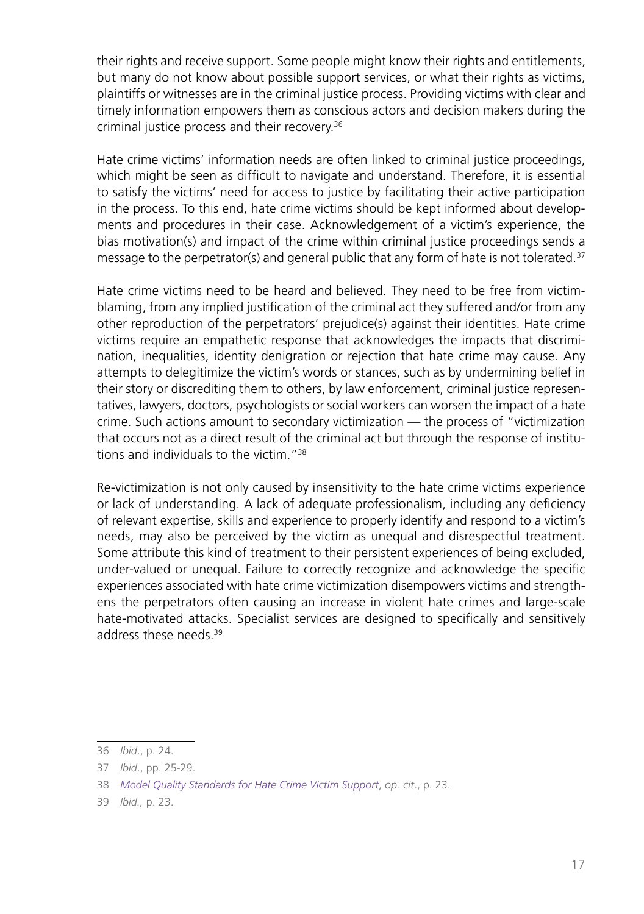their rights and receive support. Some people might know their rights and entitlements, but many do not know about possible support services, or what their rights as victims, plaintiffs or witnesses are in the criminal justice process. Providing victims with clear and timely information empowers them as conscious actors and decision makers during the criminal justice process and their recovery.[36]

Hate crime victims' information needs are often linked to criminal justice proceedings, which might be seen as difficult to navigate and understand. Therefore, it is essential to satisfy the victims' need for access to justice by facilitating their active participation in the process. To this end, hate crime victims should be kept informed about developments and procedures in their case. Acknowledgement of a victim's experience, the bias motivation(s) and impact of the crime within criminal justice proceedings sends a message to the perpetrator(s) and general public that any form of hate is not tolerated.[37]

Hate crime victims need to be heard and believed. They need to be free from victim-blaming, from any implied justification of the criminal act they suffered and/or from any other reproduction of the perpetrators' prejudice(s) against their identities. Hate crime victims require an empathetic response that acknowledges the impacts that discrimination, inequalities, identity denigration or rejection that hate crime may cause. Any attempts to delegitimize the victim's words or stances, such as by undermining belief in their story or discrediting them to others, by law enforcement, criminal justice representatives, lawyers, doctors, psychologists or social workers can worsen the impact of a hate crime. Such actions amount to secondary victimization — the process of "victimization that occurs not as a direct result of the criminal act but through the response of institutions and individuals to the victim."[38]

Re-victimization is not only caused by insensitivity to the hate crime victims experience or lack of understanding. A lack of adequate professionalism, including any deficiency of relevant expertise, skills and experience to properly identify and respond to a victim's needs, may also be perceived by the victim as unequal and disrespectful treatment. Some attribute this kind of treatment to their persistent experiences of being excluded, under-valued or unequal. Failure to correctly recognize and acknowledge the specific experiences associated with hate crime victimization disempowers victims and strengthens the perpetrators often causing an increase in violent hate crimes and large-scale hate-motivated attacks. Specialist services are designed to specifically and sensitively address these needs.[39]

---

36 *Ibid*., p. 24.

37 *Ibid*., pp. 25-29.

38 *Model Quality Standards for Hate Crime Victim Support*, *op. cit*., p. 23.

39 *Ibid.,* p. 23.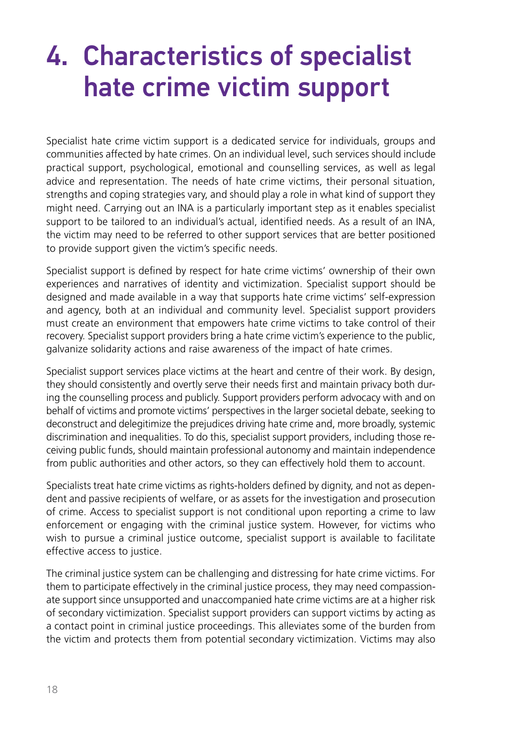# 4. Characteristics of specialist hate crime victim support

Specialist hate crime victim support is a dedicated service for individuals, groups and communities affected by hate crimes. On an individual level, such services should include practical support, psychological, emotional and counselling services, as well as legal advice and representation. The needs of hate crime victims, their personal situation, strengths and coping strategies vary, and should play a role in what kind of support they might need. Carrying out an INA is a particularly important step as it enables specialist support to be tailored to an individual's actual, identified needs. As a result of an INA, the victim may need to be referred to other support services that are better positioned to provide support given the victim's specific needs.

Specialist support is defined by respect for hate crime victims' ownership of their own experiences and narratives of identity and victimization. Specialist support should be designed and made available in a way that supports hate crime victims' self-expression and agency, both at an individual and community level. Specialist support providers must create an environment that empowers hate crime victims to take control of their recovery. Specialist support providers bring a hate crime victim's experience to the public, galvanize solidarity actions and raise awareness of the impact of hate crimes.

Specialist support services place victims at the heart and centre of their work. By design, they should consistently and overtly serve their needs first and maintain privacy both during the counselling process and publicly. Support providers perform advocacy with and on behalf of victims and promote victims' perspectives in the larger societal debate, seeking to deconstruct and delegitimize the prejudices driving hate crime and, more broadly, systemic discrimination and inequalities. To do this, specialist support providers, including those receiving public funds, should maintain professional autonomy and maintain independence from public authorities and other actors, so they can effectively hold them to account.

Specialists treat hate crime victims as rights-holders defined by dignity, and not as dependent and passive recipients of welfare, or as assets for the investigation and prosecution of crime. Access to specialist support is not conditional upon reporting a crime to law enforcement or engaging with the criminal justice system. However, for victims who wish to pursue a criminal justice outcome, specialist support is available to facilitate effective access to justice.

The criminal justice system can be challenging and distressing for hate crime victims. For them to participate effectively in the criminal justice process, they may need compassionate support since unsupported and unaccompanied hate crime victims are at a higher risk of secondary victimization. Specialist support providers can support victims by acting as a contact point in criminal justice proceedings. This alleviates some of the burden from the victim and protects them from potential secondary victimization. Victims may also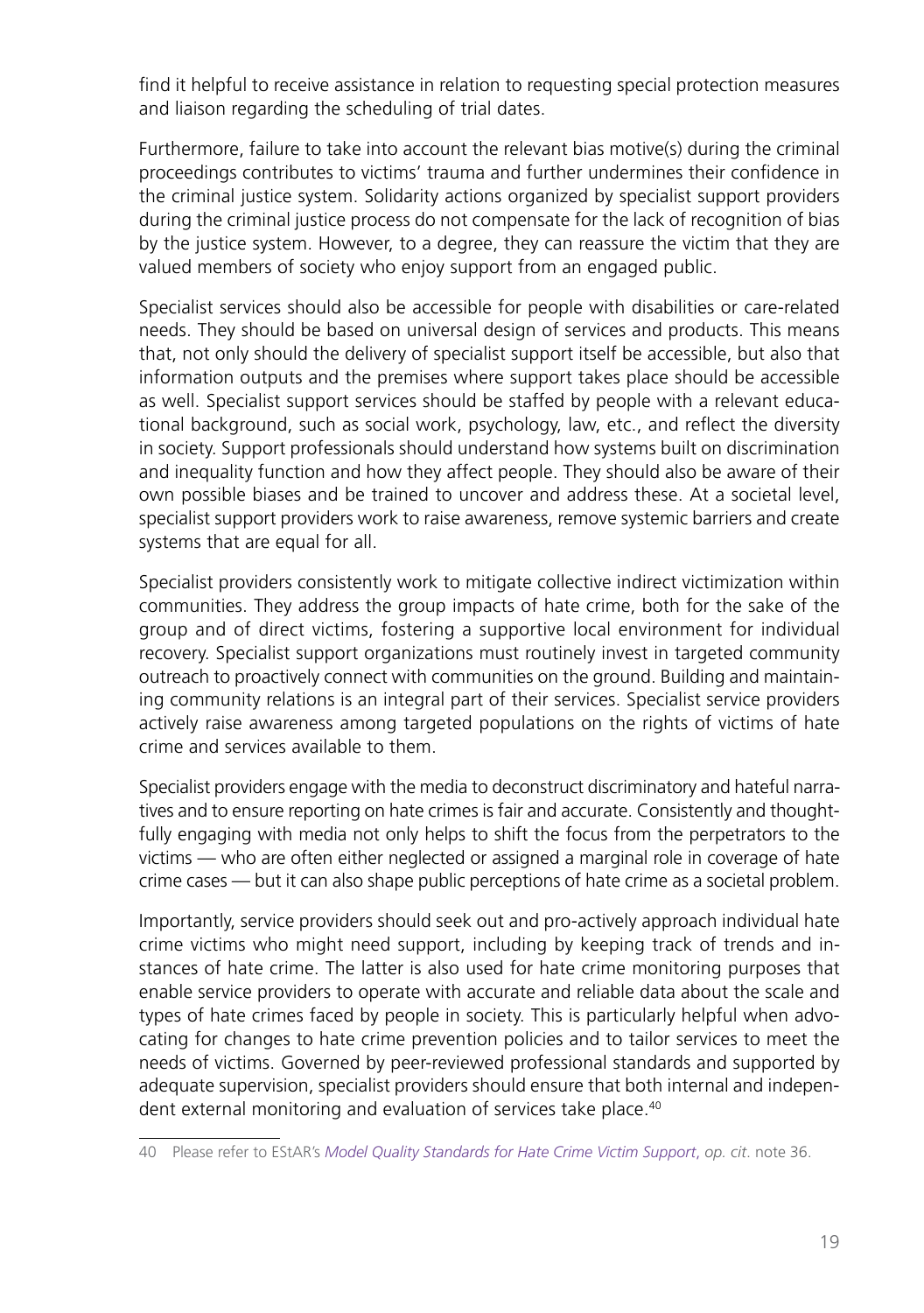find it helpful to receive assistance in relation to requesting special protection measures and liaison regarding the scheduling of trial dates.

Furthermore, failure to take into account the relevant bias motive(s) during the criminal proceedings contributes to victims' trauma and further undermines their confidence in the criminal justice system. Solidarity actions organized by specialist support providers during the criminal justice process do not compensate for the lack of recognition of bias by the justice system. However, to a degree, they can reassure the victim that they are valued members of society who enjoy support from an engaged public.

Specialist services should also be accessible for people with disabilities or care-related needs. They should be based on universal design of services and products. This means that, not only should the delivery of specialist support itself be accessible, but also that information outputs and the premises where support takes place should be accessible as well. Specialist support services should be staffed by people with a relevant educational background, such as social work, psychology, law, etc., and reflect the diversity in society. Support professionals should understand how systems built on discrimination and inequality function and how they affect people. They should also be aware of their own possible biases and be trained to uncover and address these. At a societal level, specialist support providers work to raise awareness, remove systemic barriers and create systems that are equal for all.

Specialist providers consistently work to mitigate collective indirect victimization within communities. They address the group impacts of hate crime, both for the sake of the group and of direct victims, fostering a supportive local environment for individual recovery. Specialist support organizations must routinely invest in targeted community outreach to proactively connect with communities on the ground. Building and maintaining community relations is an integral part of their services. Specialist service providers actively raise awareness among targeted populations on the rights of victims of hate crime and services available to them.

Specialist providers engage with the media to deconstruct discriminatory and hateful narratives and to ensure reporting on hate crimes is fair and accurate. Consistently and thoughtfully engaging with media not only helps to shift the focus from the perpetrators to the victims — who are often either neglected or assigned a marginal role in coverage of hate crime cases — but it can also shape public perceptions of hate crime as a societal problem.

Importantly, service providers should seek out and pro-actively approach individual hate crime victims who might need support, including by keeping track of trends and instances of hate crime. The latter is also used for hate crime monitoring purposes that enable service providers to operate with accurate and reliable data about the scale and types of hate crimes faced by people in society. This is particularly helpful when advocating for changes to hate crime prevention policies and to tailor services to meet the needs of victims. Governed by peer-reviewed professional standards and supported by adequate supervision, specialist providers should ensure that both internal and independent external monitoring and evaluation of services take place.[40]

40 Please refer to EStAR's *Model Quality Standards for Hate Crime Victim Support*, *op. cit*. note 36.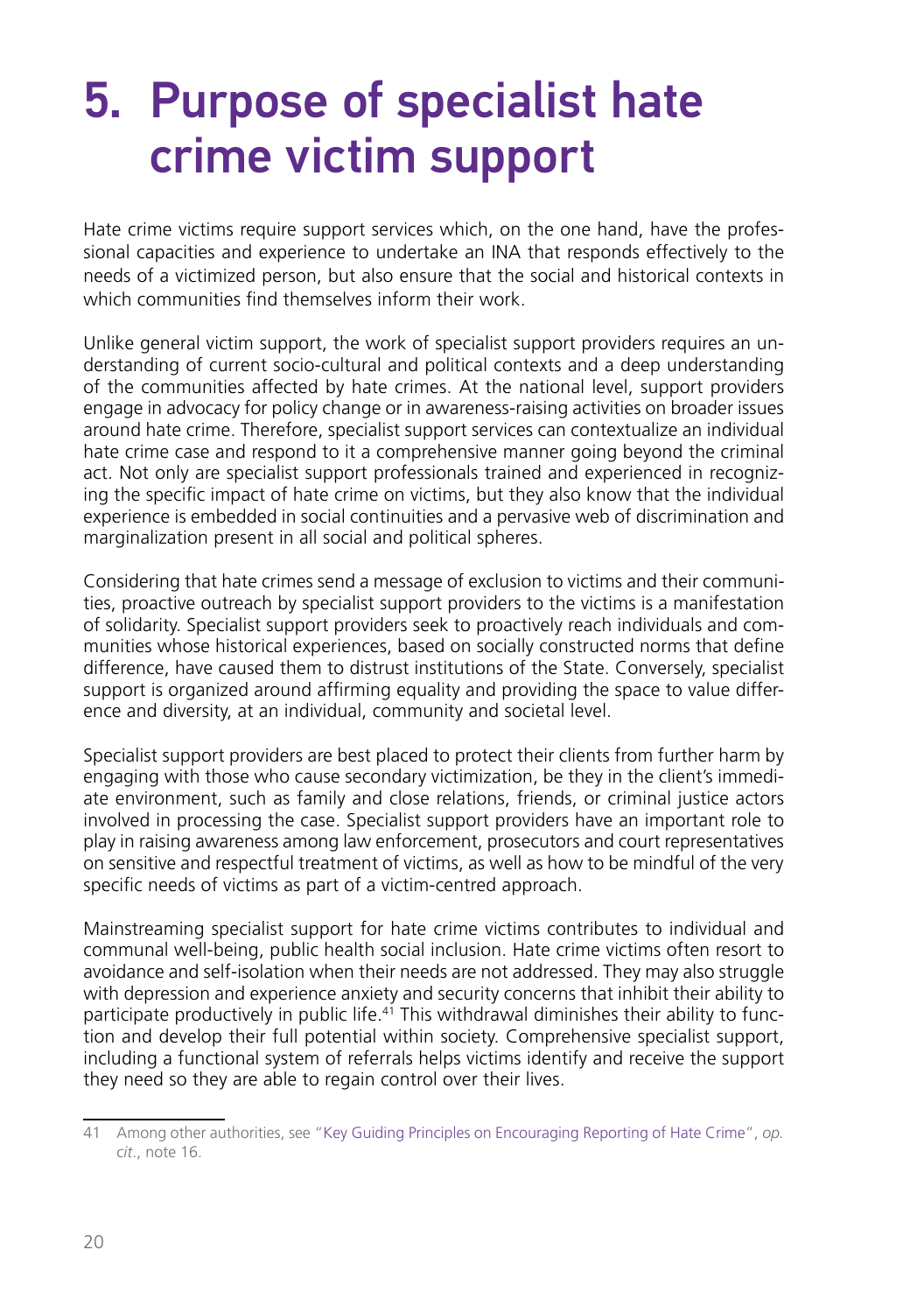# 5. Purpose of specialist hate crime victim support

Hate crime victims require support services which, on the one hand, have the professional capacities and experience to undertake an INA that responds effectively to the needs of a victimized person, but also ensure that the social and historical contexts in which communities find themselves inform their work.

Unlike general victim support, the work of specialist support providers requires an understanding of current socio-cultural and political contexts and a deep understanding of the communities affected by hate crimes. At the national level, support providers engage in advocacy for policy change or in awareness-raising activities on broader issues around hate crime. Therefore, specialist support services can contextualize an individual hate crime case and respond to it a comprehensive manner going beyond the criminal act. Not only are specialist support professionals trained and experienced in recognizing the specific impact of hate crime on victims, but they also know that the individual experience is embedded in social continuities and a pervasive web of discrimination and marginalization present in all social and political spheres.

Considering that hate crimes send a message of exclusion to victims and their communities, proactive outreach by specialist support providers to the victims is a manifestation of solidarity. Specialist support providers seek to proactively reach individuals and communities whose historical experiences, based on socially constructed norms that define difference, have caused them to distrust institutions of the State. Conversely, specialist support is organized around affirming equality and providing the space to value difference and diversity, at an individual, community and societal level.

Specialist support providers are best placed to protect their clients from further harm by engaging with those who cause secondary victimization, be they in the client's immediate environment, such as family and close relations, friends, or criminal justice actors involved in processing the case. Specialist support providers have an important role to play in raising awareness among law enforcement, prosecutors and court representatives on sensitive and respectful treatment of victims, as well as how to be mindful of the very specific needs of victims as part of a victim-centred approach.

Mainstreaming specialist support for hate crime victims contributes to individual and communal well-being, public health social inclusion. Hate crime victims often resort to avoidance and self-isolation when their needs are not addressed. They may also struggle with depression and experience anxiety and security concerns that inhibit their ability to participate productively in public life.[41] This withdrawal diminishes their ability to function and develop their full potential within society. Comprehensive specialist support, including a functional system of referrals helps victims identify and receive the support they need so they are able to regain control over their lives.

---

41 Among other authorities, see "Key Guiding Principles on Encouraging Reporting of Hate Crime", *op. cit.*, note 16.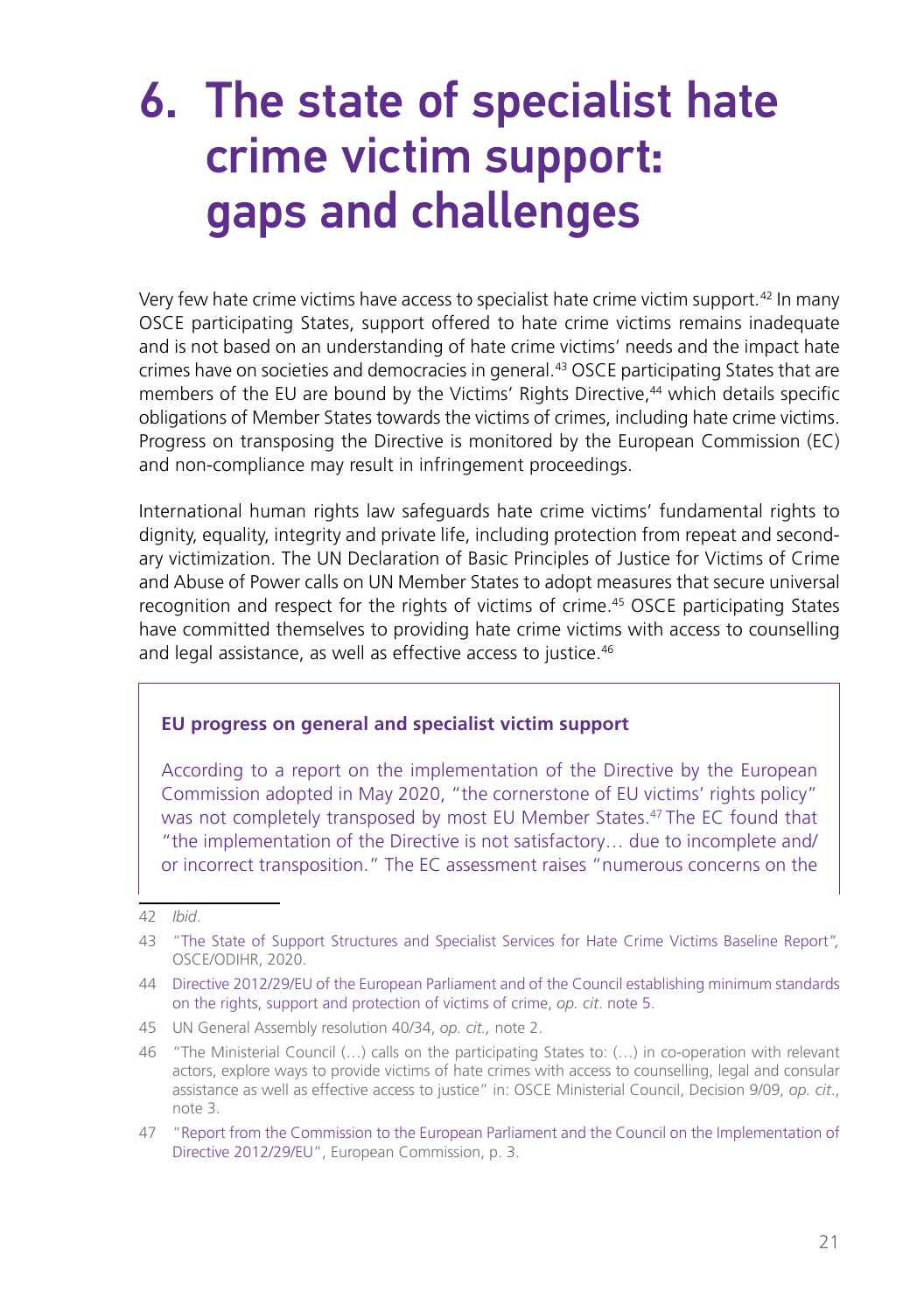# 6. The state of specialist hate crime victim support: gaps and challenges

Very few hate crime victims have access to specialist hate crime victim support.[42] In many OSCE participating States, support offered to hate crime victims remains inadequate and is not based on an understanding of hate crime victims' needs and the impact hate crimes have on societies and democracies in general.[43] OSCE participating States that are members of the EU are bound by the Victims' Rights Directive,[44] which details specific obligations of Member States towards the victims of crimes, including hate crime victims. Progress on transposing the Directive is monitored by the European Commission (EC) and non-compliance may result in infringement proceedings.

International human rights law safeguards hate crime victims' fundamental rights to dignity, equality, integrity and private life, including protection from repeat and secondary victimization. The UN Declaration of Basic Principles of Justice for Victims of Crime and Abuse of Power calls on UN Member States to adopt measures that secure universal recognition and respect for the rights of victims of crime.[45] OSCE participating States have committed themselves to providing hate crime victims with access to counselling and legal assistance, as well as effective access to justice.[46]

**EU progress on general and specialist victim support**

According to a report on the implementation of the Directive by the European Commission adopted in May 2020, "the cornerstone of EU victims' rights policy" was not completely transposed by most EU Member States.[47] The EC found that "the implementation of the Directive is not satisfactory… due to incomplete and/or incorrect transposition." The EC assessment raises "numerous concerns on the

---

42 *Ibid*.

43 "The State of Support Structures and Specialist Services for Hate Crime Victims Baseline Report", OSCE/ODIHR, 2020.

44 Directive 2012/29/EU of the European Parliament and of the Council establishing minimum standards on the rights, support and protection of victims of crime, *op. cit.* note 5.

45 UN General Assembly resolution 40/34, *op. cit.,* note 2.

46 "The Ministerial Council (…) calls on the participating States to: (…) in co-operation with relevant actors, explore ways to provide victims of hate crimes with access to counselling, legal and consular assistance as well as effective access to justice" in: OSCE Ministerial Council, Decision 9/09, *op. cit.*, note 3.

47 "Report from the Commission to the European Parliament and the Council on the Implementation of Directive 2012/29/EU", European Commission, p. 3.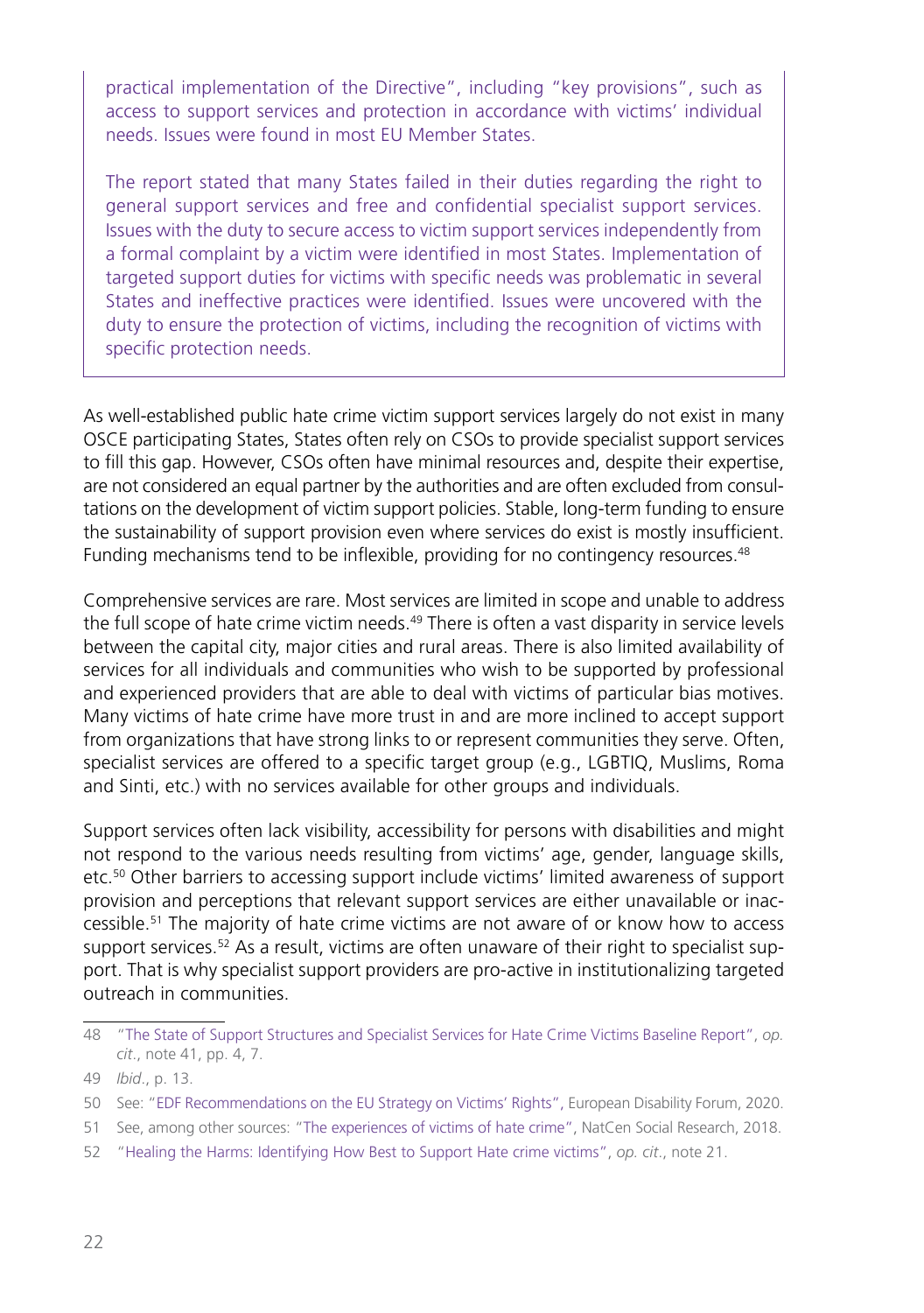practical implementation of the Directive", including "key provisions", such as access to support services and protection in accordance with victims' individual needs. Issues were found in most EU Member States.

The report stated that many States failed in their duties regarding the right to general support services and free and confidential specialist support services. Issues with the duty to secure access to victim support services independently from a formal complaint by a victim were identified in most States. Implementation of targeted support duties for victims with specific needs was problematic in several States and ineffective practices were identified. Issues were uncovered with the duty to ensure the protection of victims, including the recognition of victims with specific protection needs.

As well-established public hate crime victim support services largely do not exist in many OSCE participating States, States often rely on CSOs to provide specialist support services to fill this gap. However, CSOs often have minimal resources and, despite their expertise, are not considered an equal partner by the authorities and are often excluded from consultations on the development of victim support policies. Stable, long-term funding to ensure the sustainability of support provision even where services do exist is mostly insufficient. Funding mechanisms tend to be inflexible, providing for no contingency resources.[48]

Comprehensive services are rare. Most services are limited in scope and unable to address the full scope of hate crime victim needs.[49] There is often a vast disparity in service levels between the capital city, major cities and rural areas. There is also limited availability of services for all individuals and communities who wish to be supported by professional and experienced providers that are able to deal with victims of particular bias motives. Many victims of hate crime have more trust in and are more inclined to accept support from organizations that have strong links to or represent communities they serve. Often, specialist services are offered to a specific target group (e.g., LGBTIQ, Muslims, Roma and Sinti, etc.) with no services available for other groups and individuals.

Support services often lack visibility, accessibility for persons with disabilities and might not respond to the various needs resulting from victims' age, gender, language skills, etc.[50] Other barriers to accessing support include victims' limited awareness of support provision and perceptions that relevant support services are either unavailable or inaccessible.[51] The majority of hate crime victims are not aware of or know how to access support services.[52] As a result, victims are often unaware of their right to specialist support. That is why specialist support providers are pro-active in institutionalizing targeted outreach in communities.

---

48 "The State of Support Structures and Specialist Services for Hate Crime Victims Baseline Report", *op. cit.*, note 41, pp. 4, 7.

49 *Ibid.*, p. 13.

50 See: "EDF Recommendations on the EU Strategy on Victims' Rights", European Disability Forum, 2020.

51 See, among other sources: "The experiences of victims of hate crime", NatCen Social Research, 2018.

52 "Healing the Harms: Identifying How Best to Support Hate crime victims", *op. cit.*, note 21.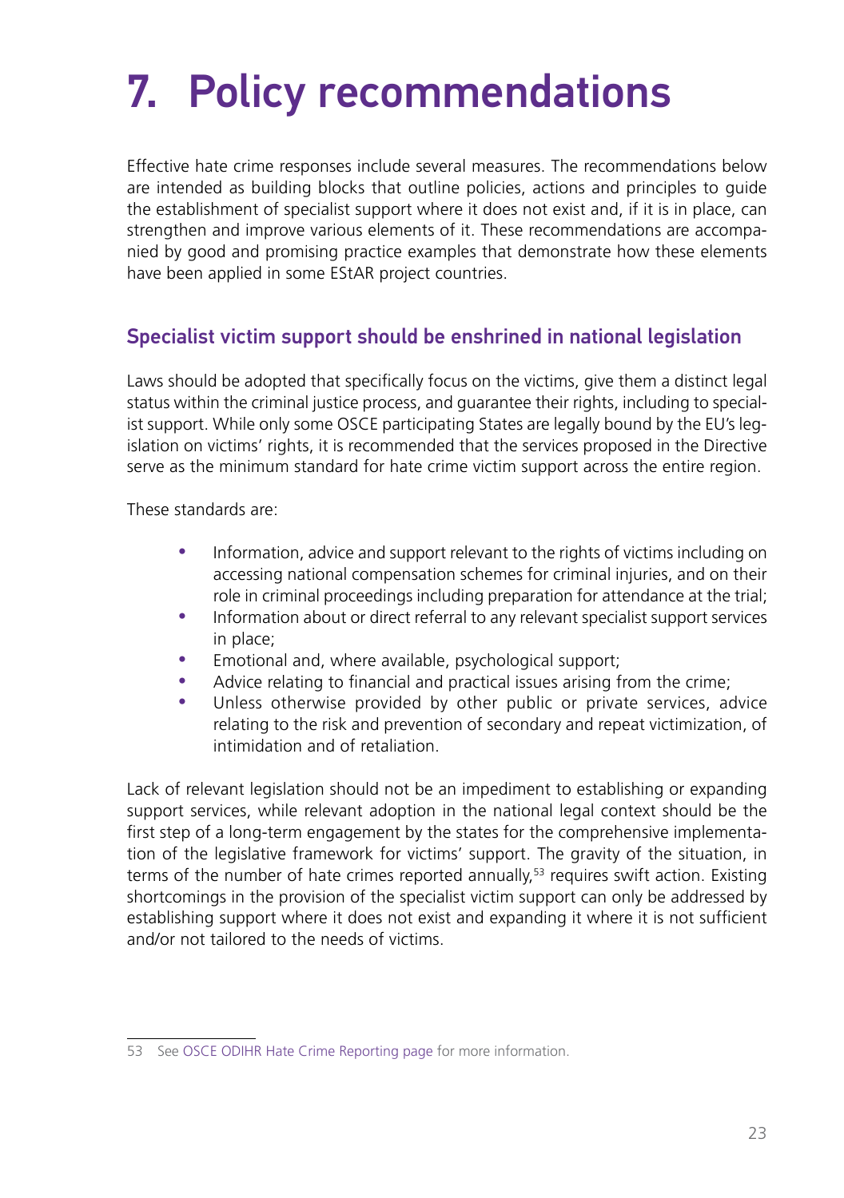# 7. Policy recommendations

Effective hate crime responses include several measures. The recommendations below are intended as building blocks that outline policies, actions and principles to guide the establishment of specialist support where it does not exist and, if it is in place, can strengthen and improve various elements of it. These recommendations are accompanied by good and promising practice examples that demonstrate how these elements have been applied in some EStAR project countries.

## Specialist victim support should be enshrined in national legislation

Laws should be adopted that specifically focus on the victims, give them a distinct legal status within the criminal justice process, and guarantee their rights, including to specialist support. While only some OSCE participating States are legally bound by the EU's legislation on victims' rights, it is recommended that the services proposed in the Directive serve as the minimum standard for hate crime victim support across the entire region.

These standards are:

- Information, advice and support relevant to the rights of victims including on accessing national compensation schemes for criminal injuries, and on their role in criminal proceedings including preparation for attendance at the trial;
- Information about or direct referral to any relevant specialist support services in place;
- Emotional and, where available, psychological support;
- Advice relating to financial and practical issues arising from the crime;
- Unless otherwise provided by other public or private services, advice relating to the risk and prevention of secondary and repeat victimization, of intimidation and of retaliation.

Lack of relevant legislation should not be an impediment to establishing or expanding support services, while relevant adoption in the national legal context should be the first step of a long-term engagement by the states for the comprehensive implementation of the legislative framework for victims' support. The gravity of the situation, in terms of the number of hate crimes reported annually,[53] requires swift action. Existing shortcomings in the provision of the specialist victim support can only be addressed by establishing support where it does not exist and expanding it where it is not sufficient and/or not tailored to the needs of victims.

---

53 See OSCE ODIHR Hate Crime Reporting page for more information.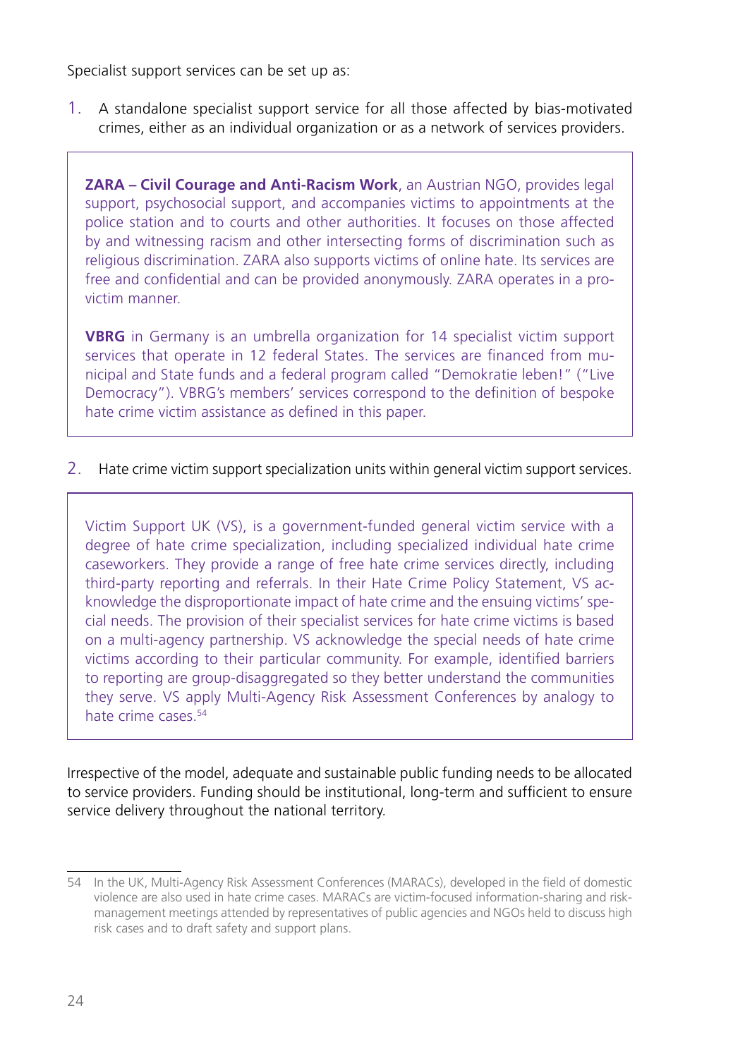Specialist support services can be set up as:

1. A standalone specialist support service for all those affected by bias-motivated crimes, either as an individual organization or as a network of services providers.

> **ZARA – Civil Courage and Anti-Racism Work**, an Austrian NGO, provides legal support, psychosocial support, and accompanies victims to appointments at the police station and to courts and other authorities. It focuses on those affected by and witnessing racism and other intersecting forms of discrimination such as religious discrimination. ZARA also supports victims of online hate. Its services are free and confidential and can be provided anonymously. ZARA operates in a pro-victim manner.
>
> **VBRG** in Germany is an umbrella organization for 14 specialist victim support services that operate in 12 federal States. The services are financed from municipal and State funds and a federal program called "Demokratie leben!" ("Live Democracy"). VBRG's members' services correspond to the definition of bespoke hate crime victim assistance as defined in this paper.

2. Hate crime victim support specialization units within general victim support services.

> Victim Support UK (VS), is a government-funded general victim service with a degree of hate crime specialization, including specialized individual hate crime caseworkers. They provide a range of free hate crime services directly, including third-party reporting and referrals. In their Hate Crime Policy Statement, VS acknowledge the disproportionate impact of hate crime and the ensuing victims' special needs. The provision of their specialist services for hate crime victims is based on a multi-agency partnership. VS acknowledge the special needs of hate crime victims according to their particular community. For example, identified barriers to reporting are group-disaggregated so they better understand the communities they serve. VS apply Multi-Agency Risk Assessment Conferences by analogy to hate crime cases.[54]

Irrespective of the model, adequate and sustainable public funding needs to be allocated to service providers. Funding should be institutional, long-term and sufficient to ensure service delivery throughout the national territory.

---

54 In the UK, Multi-Agency Risk Assessment Conferences (MARACs), developed in the field of domestic violence are also used in hate crime cases. MARACs are victim-focused information-sharing and risk-management meetings attended by representatives of public agencies and NGOs held to discuss high risk cases and to draft safety and support plans.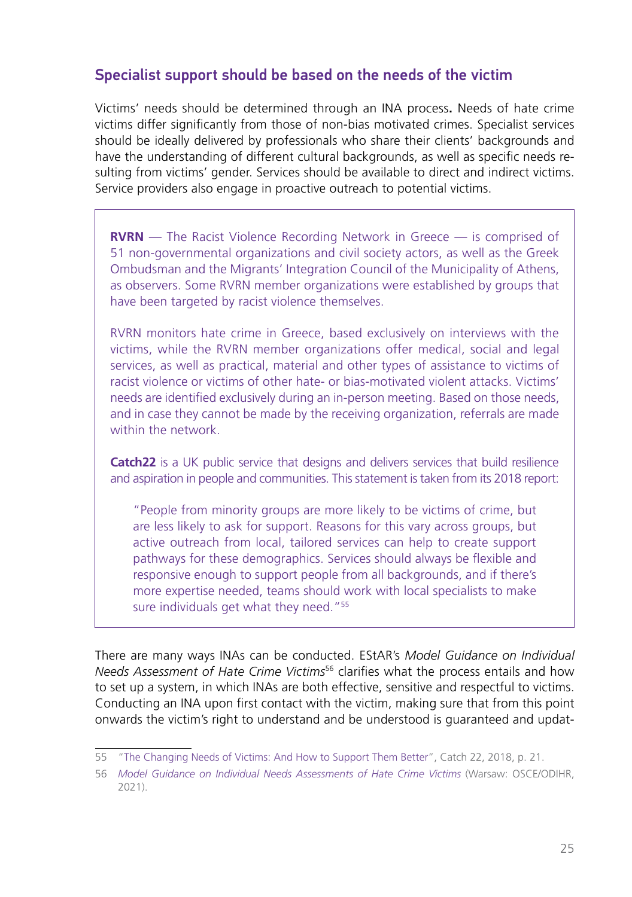## Specialist support should be based on the needs of the victim

Victims' needs should be determined through an INA process**.** Needs of hate crime victims differ significantly from those of non-bias motivated crimes. Specialist services should be ideally delivered by professionals who share their clients' backgrounds and have the understanding of different cultural backgrounds, as well as specific needs resulting from victims' gender. Services should be available to direct and indirect victims. Service providers also engage in proactive outreach to potential victims.

> **RVRN** — The Racist Violence Recording Network in Greece — is comprised of 51 non-governmental organizations and civil society actors, as well as the Greek Ombudsman and the Migrants' Integration Council of the Municipality of Athens, as observers. Some RVRN member organizations were established by groups that have been targeted by racist violence themselves.
>
> RVRN monitors hate crime in Greece, based exclusively on interviews with the victims, while the RVRN member organizations offer medical, social and legal services, as well as practical, material and other types of assistance to victims of racist violence or victims of other hate- or bias-motivated violent attacks. Victims' needs are identified exclusively during an in-person meeting. Based on those needs, and in case they cannot be made by the receiving organization, referrals are made within the network.
>
> **Catch22** is a UK public service that designs and delivers services that build resilience and aspiration in people and communities. This statement is taken from its 2018 report:
>
> > "People from minority groups are more likely to be victims of crime, but are less likely to ask for support. Reasons for this vary across groups, but active outreach from local, tailored services can help to create support pathways for these demographics. Services should always be flexible and responsive enough to support people from all backgrounds, and if there's more expertise needed, teams should work with local specialists to make sure individuals get what they need."[55]

There are many ways INAs can be conducted. EStAR's *Model Guidance on Individual Needs Assessment of Hate Crime Victims*[56] clarifies what the process entails and how to set up a system, in which INAs are both effective, sensitive and respectful to victims. Conducting an INA upon first contact with the victim, making sure that from this point onwards the victim's right to understand and be understood is guaranteed and updat-

---

55 "The Changing Needs of Victims: And How to Support Them Better", Catch 22, 2018, p. 21.

56 *Model Guidance on Individual Needs Assessments of Hate Crime Victims* (Warsaw: OSCE/ODIHR, 2021).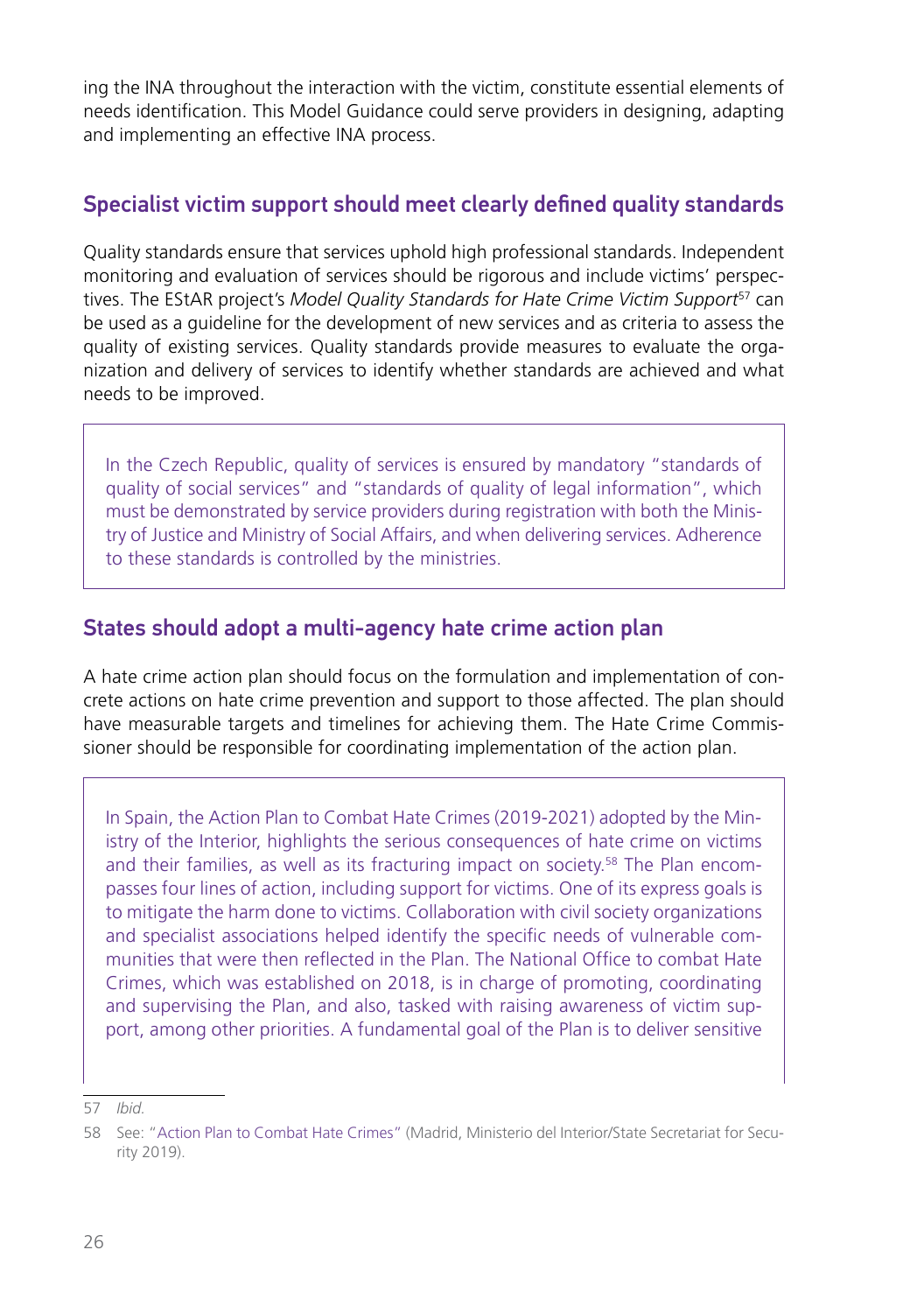ing the INA throughout the interaction with the victim, constitute essential elements of needs identification. This Model Guidance could serve providers in designing, adapting and implementing an effective INA process.

## Specialist victim support should meet clearly defined quality standards

Quality standards ensure that services uphold high professional standards. Independent monitoring and evaluation of services should be rigorous and include victims' perspectives. The EStAR project's *Model Quality Standards for Hate Crime Victim Support*[57] can be used as a guideline for the development of new services and as criteria to assess the quality of existing services. Quality standards provide measures to evaluate the organization and delivery of services to identify whether standards are achieved and what needs to be improved.

> In the Czech Republic, quality of services is ensured by mandatory "standards of quality of social services" and "standards of quality of legal information", which must be demonstrated by service providers during registration with both the Ministry of Justice and Ministry of Social Affairs, and when delivering services. Adherence to these standards is controlled by the ministries.

## States should adopt a multi-agency hate crime action plan

A hate crime action plan should focus on the formulation and implementation of concrete actions on hate crime prevention and support to those affected. The plan should have measurable targets and timelines for achieving them. The Hate Crime Commissioner should be responsible for coordinating implementation of the action plan.

> In Spain, the Action Plan to Combat Hate Crimes (2019-2021) adopted by the Ministry of the Interior, highlights the serious consequences of hate crime on victims and their families, as well as its fracturing impact on society.[58] The Plan encompasses four lines of action, including support for victims. One of its express goals is to mitigate the harm done to victims. Collaboration with civil society organizations and specialist associations helped identify the specific needs of vulnerable communities that were then reflected in the Plan. The National Office to combat Hate Crimes, which was established on 2018, is in charge of promoting, coordinating and supervising the Plan, and also, tasked with raising awareness of victim support, among other priorities. A fundamental goal of the Plan is to deliver sensitive

---

57 *Ibid.*

58 See: "Action Plan to Combat Hate Crimes" (Madrid, Ministerio del Interior/State Secretariat for Security 2019).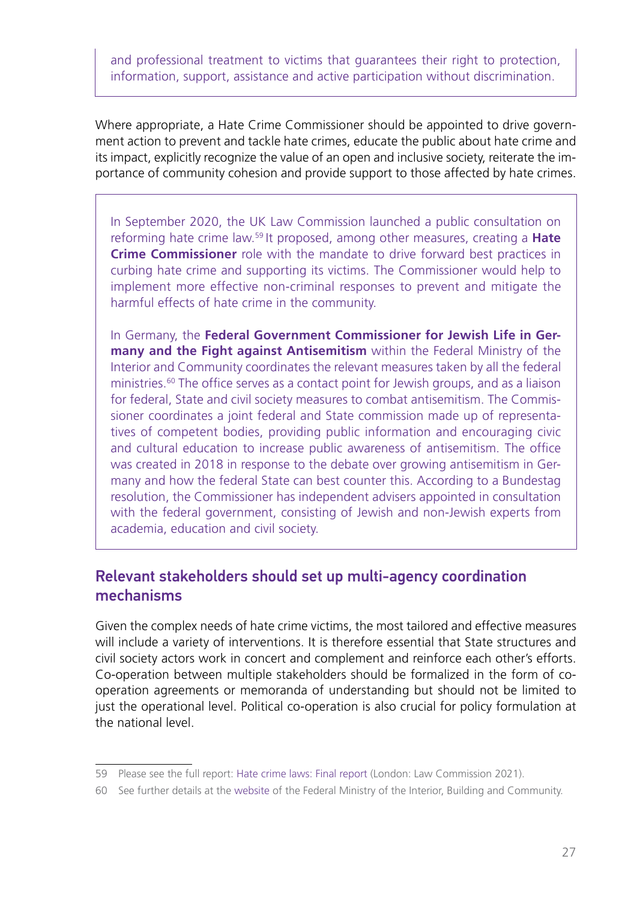and professional treatment to victims that guarantees their right to protection, information, support, assistance and active participation without discrimination.

Where appropriate, a Hate Crime Commissioner should be appointed to drive government action to prevent and tackle hate crimes, educate the public about hate crime and its impact, explicitly recognize the value of an open and inclusive society, reiterate the importance of community cohesion and provide support to those affected by hate crimes.

In September 2020, the UK Law Commission launched a public consultation on reforming hate crime law.[59] It proposed, among other measures, creating a **Hate Crime Commissioner** role with the mandate to drive forward best practices in curbing hate crime and supporting its victims. The Commissioner would help to implement more effective non-criminal responses to prevent and mitigate the harmful effects of hate crime in the community.

In Germany, the **Federal Government Commissioner for Jewish Life in Germany and the Fight against Antisemitism** within the Federal Ministry of the Interior and Community coordinates the relevant measures taken by all the federal ministries.[60] The office serves as a contact point for Jewish groups, and as a liaison for federal, State and civil society measures to combat antisemitism. The Commissioner coordinates a joint federal and State commission made up of representatives of competent bodies, providing public information and encouraging civic and cultural education to increase public awareness of antisemitism. The office was created in 2018 in response to the debate over growing antisemitism in Germany and how the federal State can best counter this. According to a Bundestag resolution, the Commissioner has independent advisers appointed in consultation with the federal government, consisting of Jewish and non-Jewish experts from academia, education and civil society.

## Relevant stakeholders should set up multi-agency coordination mechanisms

Given the complex needs of hate crime victims, the most tailored and effective measures will include a variety of interventions. It is therefore essential that State structures and civil society actors work in concert and complement and reinforce each other's efforts. Co-operation between multiple stakeholders should be formalized in the form of co-operation agreements or memoranda of understanding but should not be limited to just the operational level. Political co-operation is also crucial for policy formulation at the national level.

---

59 Please see the full report: Hate crime laws: Final report (London: Law Commission 2021).

60 See further details at the website of the Federal Ministry of the Interior, Building and Community.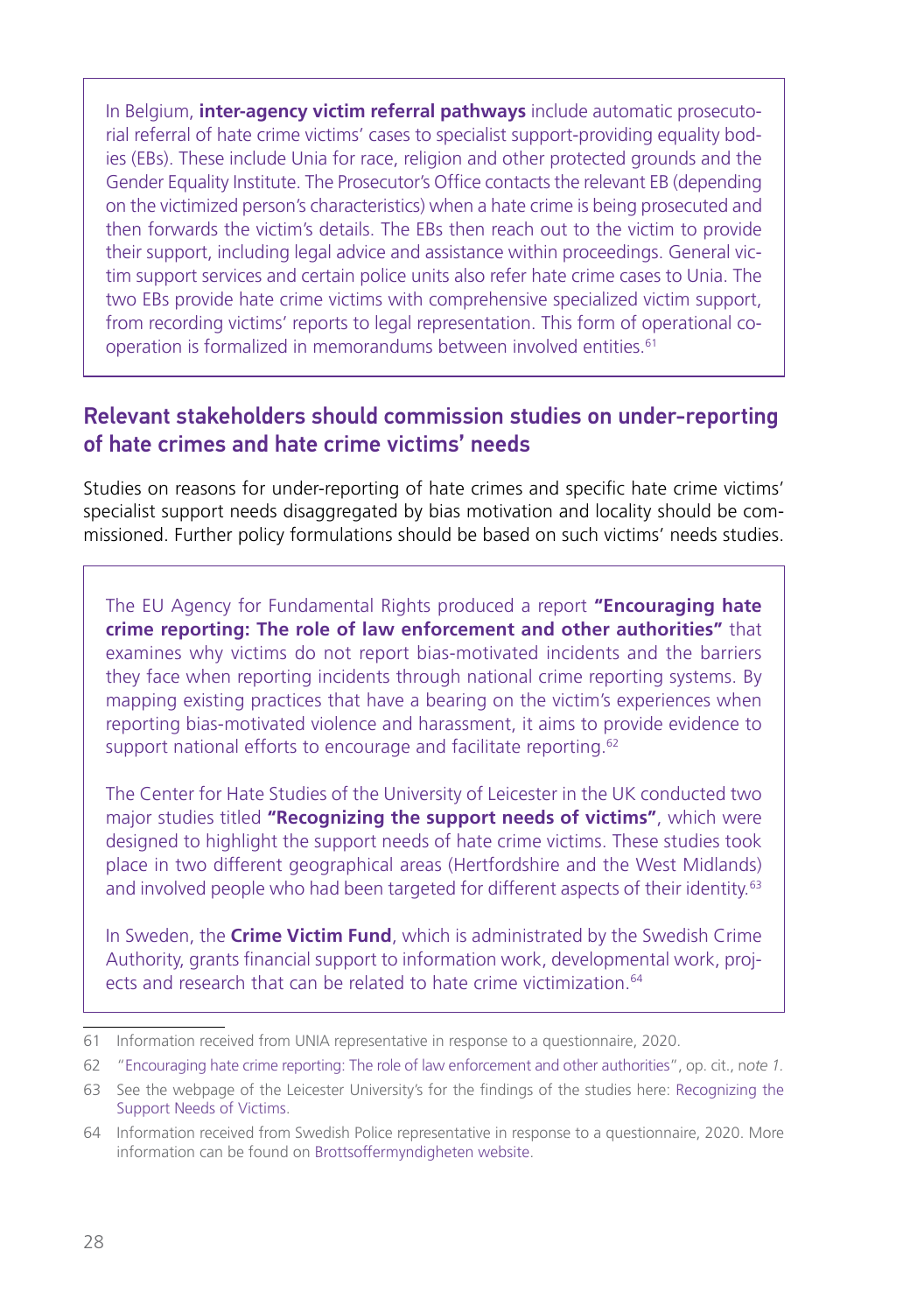In Belgium, **inter-agency victim referral pathways** include automatic prosecutorial referral of hate crime victims' cases to specialist support-providing equality bodies (EBs). These include Unia for race, religion and other protected grounds and the Gender Equality Institute. The Prosecutor's Office contacts the relevant EB (depending on the victimized person's characteristics) when a hate crime is being prosecuted and then forwards the victim's details. The EBs then reach out to the victim to provide their support, including legal advice and assistance within proceedings. General victim support services and certain police units also refer hate crime cases to Unia. The two EBs provide hate crime victims with comprehensive specialized victim support, from recording victims' reports to legal representation. This form of operational co-operation is formalized in memorandums between involved entities.[61]

## Relevant stakeholders should commission studies on under-reporting of hate crimes and hate crime victims' needs

Studies on reasons for under-reporting of hate crimes and specific hate crime victims' specialist support needs disaggregated by bias motivation and locality should be commissioned. Further policy formulations should be based on such victims' needs studies.

The EU Agency for Fundamental Rights produced a report **"Encouraging hate crime reporting: The role of law enforcement and other authorities"** that examines why victims do not report bias-motivated incidents and the barriers they face when reporting incidents through national crime reporting systems. By mapping existing practices that have a bearing on the victim's experiences when reporting bias-motivated violence and harassment, it aims to provide evidence to support national efforts to encourage and facilitate reporting.[62]

The Center for Hate Studies of the University of Leicester in the UK conducted two major studies titled **"Recognizing the support needs of victims"**, which were designed to highlight the support needs of hate crime victims. These studies took place in two different geographical areas (Hertfordshire and the West Midlands) and involved people who had been targeted for different aspects of their identity.[63]

In Sweden, the **Crime Victim Fund**, which is administrated by the Swedish Crime Authority, grants financial support to information work, developmental work, projects and research that can be related to hate crime victimization.[64]

---

61 Information received from UNIA representative in response to a questionnaire, 2020.

62 "Encouraging hate crime reporting: The role of law enforcement and other authorities", op. cit., n*ote 1*.

63 See the webpage of the Leicester University's for the findings of the studies here: Recognizing the Support Needs of Victims.

64 Information received from Swedish Police representative in response to a questionnaire, 2020. More information can be found on Brottsoffermyndigheten website.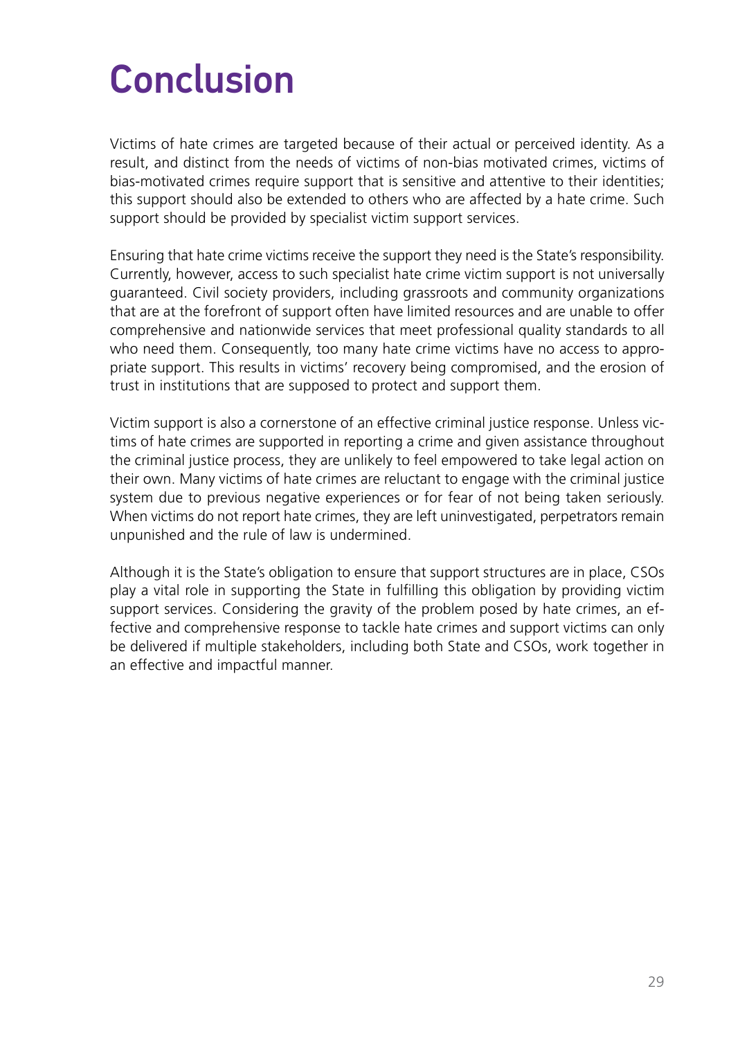# Conclusion

Victims of hate crimes are targeted because of their actual or perceived identity. As a result, and distinct from the needs of victims of non-bias motivated crimes, victims of bias-motivated crimes require support that is sensitive and attentive to their identities; this support should also be extended to others who are affected by a hate crime. Such support should be provided by specialist victim support services.

Ensuring that hate crime victims receive the support they need is the State's responsibility. Currently, however, access to such specialist hate crime victim support is not universally guaranteed. Civil society providers, including grassroots and community organizations that are at the forefront of support often have limited resources and are unable to offer comprehensive and nationwide services that meet professional quality standards to all who need them. Consequently, too many hate crime victims have no access to appropriate support. This results in victims' recovery being compromised, and the erosion of trust in institutions that are supposed to protect and support them.

Victim support is also a cornerstone of an effective criminal justice response. Unless victims of hate crimes are supported in reporting a crime and given assistance throughout the criminal justice process, they are unlikely to feel empowered to take legal action on their own. Many victims of hate crimes are reluctant to engage with the criminal justice system due to previous negative experiences or for fear of not being taken seriously. When victims do not report hate crimes, they are left uninvestigated, perpetrators remain unpunished and the rule of law is undermined.

Although it is the State's obligation to ensure that support structures are in place, CSOs play a vital role in supporting the State in fulfilling this obligation by providing victim support services. Considering the gravity of the problem posed by hate crimes, an effective and comprehensive response to tackle hate crimes and support victims can only be delivered if multiple stakeholders, including both State and CSOs, work together in an effective and impactful manner.